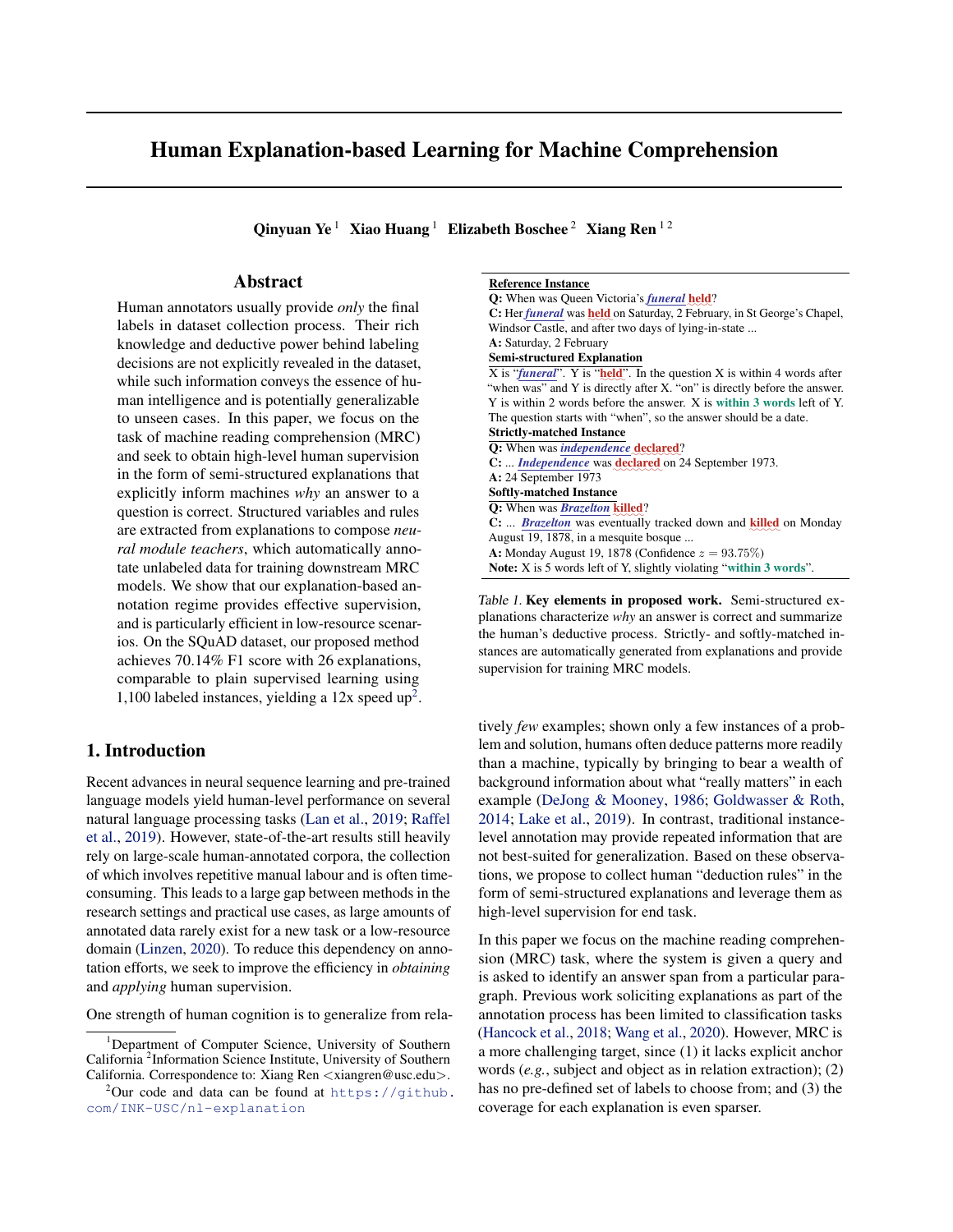# Human Explanation-based Learning for Machine Comprehension

**Qinyuan Ye** [1] **Xiao Huang** [1] **Elizabeth Boschee** [2] **Xiang Ren** [1 2]

## Abstract

Human annotators usually provide *only* the final labels in dataset collection process. Their rich knowledge and deductive power behind labeling decisions are not explicitly revealed in the dataset, while such information conveys the essence of human intelligence and is potentially generalizable to unseen cases. In this paper, we focus on the task of machine reading comprehension (MRC) and seek to obtain high-level human supervision in the form of semi-structured explanations that explicitly inform machines *why* an answer to a question is correct. Structured variables and rules are extracted from explanations to compose *neural module teachers*, which automatically annotate unlabeled data for training downstream MRC models. We show that our explanation-based annotation regime provides effective supervision, and is particularly efficient in low-resource scenarios. On the SQuAD dataset, our proposed method achieves 70.14% F1 score with 26 explanations, comparable to plain supervised learning using 1,100 labeled instances, yielding a 12x speed up[2].

**Reference Instance**
**Q:** When was Queen Victoria's ***funeral*** **held**?
**C:** Her ***funeral*** was **held** on Saturday, 2 February, in St George's Chapel, Windsor Castle, and after two days of lying-in-state ...
**A:** Saturday, 2 February

**Semi-structured Explanation**
X is "***funeral***". Y is "**held**". In the question X is within 4 words after "when was" and Y is directly after X. "on" is directly before the answer. Y is within 2 words before the answer. X is **within 3 words** left of Y. The question starts with "when", so the answer should be a date.

**Strictly-matched Instance**
**Q:** When was ***independence*** **declared**?
**C:** ... ***Independence*** was **declared** on 24 September 1973.
**A:** 24 September 1973

**Softly-matched Instance**
**Q:** When was ***Brazelton*** **killed**?
**C:** ... ***Brazelton*** was eventually tracked down and **killed** on Monday August 19, 1878, in a mesquite bosque ...
**A:** Monday August 19, 1878 (Confidence $z = 93.75\%$)
**Note:** X is 5 words left of Y, slightly violating "**within 3 words**".

*Table 1.* **Key elements in proposed work.** Semi-structured explanations characterize *why* an answer is correct and summarize the human's deductive process. Strictly- and softly-matched instances are automatically generated from explanations and provide supervision for training MRC models.

## 1. Introduction

Recent advances in neural sequence learning and pre-trained language models yield human-level performance on several natural language processing tasks (Lan et al., 2019; Raffel et al., 2019). However, state-of-the-art results still heavily rely on large-scale human-annotated corpora, the collection of which involves repetitive manual labour and is often time-consuming. This leads to a large gap between methods in the research settings and practical use cases, as large amounts of annotated data rarely exist for a new task or a low-resource domain (Linzen, 2020). To reduce this dependency on annotation efforts, we seek to improve the efficiency in *obtaining* and *applying* human supervision.

One strength of human cognition is to generalize from relatively *few* examples; shown only a few instances of a problem and solution, humans often deduce patterns more readily than a machine, typically by bringing to bear a wealth of background information about what "really matters" in each example (DeJong & Mooney, 1986; Goldwasser & Roth, 2014; Lake et al., 2019). In contrast, traditional instance-level annotation may provide repeated information that are not best-suited for generalization. Based on these observations, we propose to collect human "deduction rules" in the form of semi-structured explanations and leverage them as high-level supervision for end task.

In this paper we focus on the machine reading comprehension (MRC) task, where the system is given a query and is asked to identify an answer span from a particular paragraph. Previous work soliciting explanations as part of the annotation process has been limited to classification tasks (Hancock et al., 2018; Wang et al., 2020). However, MRC is a more challenging target, since (1) it lacks explicit anchor words (*e.g.*, subject and object as in relation extraction); (2) has no pre-defined set of labels to choose from; and (3) the coverage for each explanation is even sparser.

[1]Department of Computer Science, University of Southern California [2]Information Science Institute, University of Southern California. Correspondence to: Xiang Ren <xiangren@usc.edu>.

[2]Our code and data can be found at https://github.com/INK-USC/nl-explanation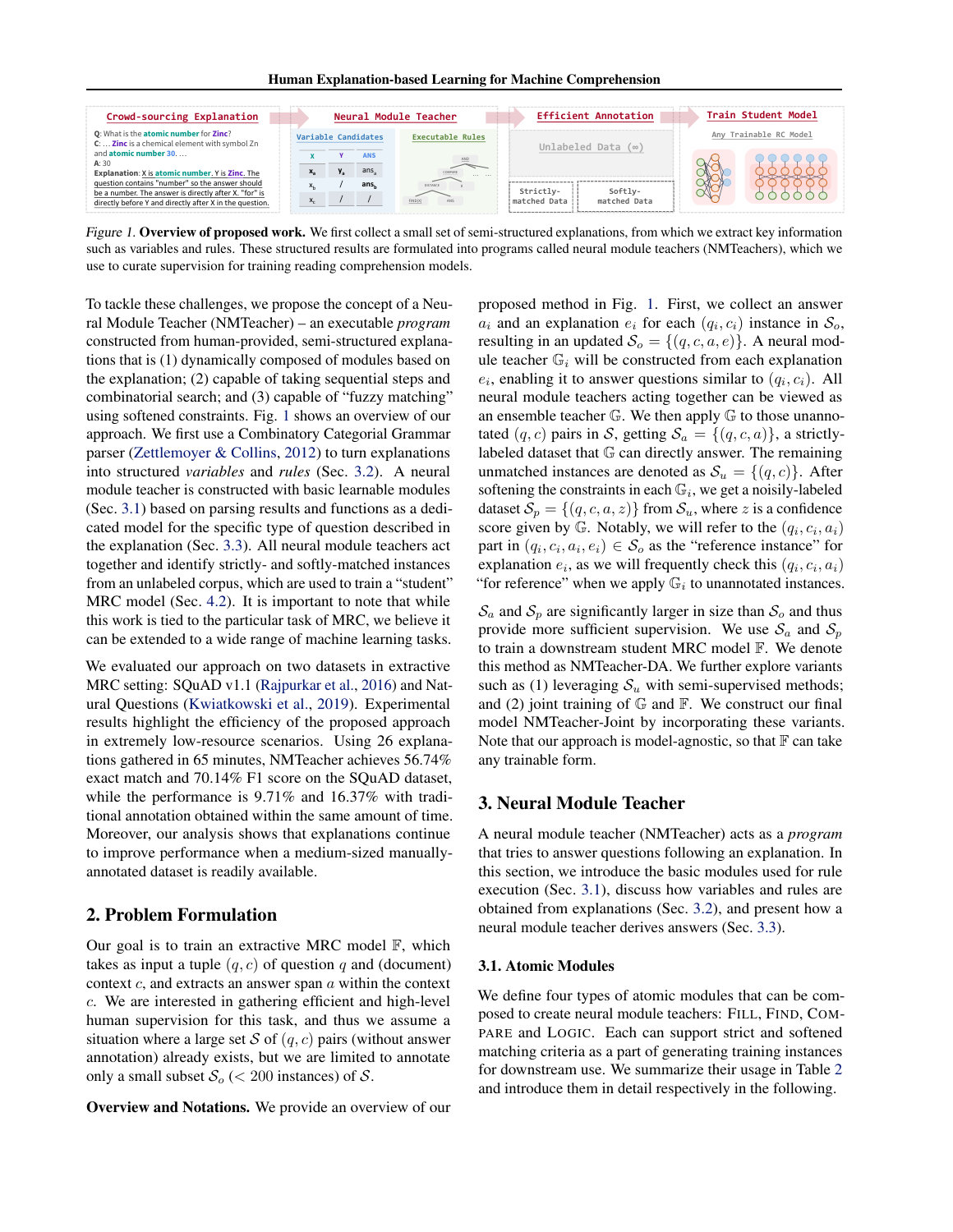*Figure 1.* **Overview of proposed work.** We first collect a small set of semi-structured explanations, from which we extract key information such as variables and rules. These structured results are formulated into programs called neural module teachers (NMTeachers), which we use to curate supervision for training reading comprehension models.

To tackle these challenges, we propose the concept of a Neural Module Teacher (NMTeacher) – an executable *program* constructed from human-provided, semi-structured explanations that is (1) dynamically composed of modules based on the explanation; (2) capable of taking sequential steps and combinatorial search; and (3) capable of "fuzzy matching" using softened constraints. Fig. 1 shows an overview of our approach. We first use a Combinatory Categorial Grammar parser (Zettlemoyer & Collins, 2012) to turn explanations into structured *variables* and *rules* (Sec. 3.2). A neural module teacher is constructed with basic learnable modules (Sec. 3.1) based on parsing results and functions as a dedicated model for the specific type of question described in the explanation (Sec. 3.3). All neural module teachers act together and identify strictly- and softly-matched instances from an unlabeled corpus, which are used to train a "student" MRC model (Sec. 4.2). It is important to note that while this work is tied to the particular task of MRC, we believe it can be extended to a wide range of machine learning tasks.

We evaluated our approach on two datasets in extractive MRC setting: SQuAD v1.1 (Rajpurkar et al., 2016) and Natural Questions (Kwiatkowski et al., 2019). Experimental results highlight the efficiency of the proposed approach in extremely low-resource scenarios. Using 26 explanations gathered in 65 minutes, NMTeacher achieves 56.74% exact match and 70.14% F1 score on the SQuAD dataset, while the performance is 9.71% and 16.37% with traditional annotation obtained within the same amount of time. Moreover, our analysis shows that explanations continue to improve performance when a medium-sized manually-annotated dataset is readily available.

## 2. Problem Formulation

Our goal is to train an extractive MRC model $\mathbb{F}$, which takes as input a tuple $(q, c)$ of question $q$ and (document) context $c$, and extracts an answer span $a$ within the context $c$. We are interested in gathering efficient and high-level human supervision for this task, and thus we assume a situation where a large set $\mathcal{S}$ of $(q, c)$ pairs (without answer annotation) already exists, but we are limited to annotate only a small subset $\mathcal{S}_o$ ($<200$ instances) of $\mathcal{S}$.

**Overview and Notations.** We provide an overview of our proposed method in Fig. 1. First, we collect an answer $a_i$ and an explanation $e_i$ for each $(q_i, c_i)$ instance in $\mathcal{S}_o$, resulting in an updated $\mathcal{S}_o = \{(q, c, a, e)\}$. A neural module teacher $\mathbb{G}_i$ will be constructed from each explanation $e_i$, enabling it to answer questions similar to $(q_i, c_i)$. All neural module teachers acting together can be viewed as an ensemble teacher $\mathbb{G}$. We then apply $\mathbb{G}$ to those unannotated $(q, c)$ pairs in $\mathcal{S}$, getting $\mathcal{S}_a = \{(q, c, a)\}$, a strictly-labeled dataset that $\mathbb{G}$ can directly answer. The remaining unmatched instances are denoted as $\mathcal{S}_u = \{(q, c)\}$. After softening the constraints in each $\mathbb{G}_i$, we get a noisily-labeled dataset $\mathcal{S}_p = \{(q, c, a, z)\}$ from $\mathcal{S}_u$, where $z$ is a confidence score given by $\mathbb{G}$. Notably, we will refer to the $(q_i, c_i, a_i)$ part in $(q_i, c_i, a_i, e_i) \in \mathcal{S}_o$ as the "reference instance" for explanation $e_i$, as we will frequently check this $(q_i, c_i, a_i)$ "for reference" when we apply $\mathbb{G}_i$ to unannotated instances.

$\mathcal{S}_a$ and $\mathcal{S}_p$ are significantly larger in size than $\mathcal{S}_o$ and thus provide more sufficient supervision. We use $\mathcal{S}_a$ and $\mathcal{S}_p$ to train a downstream student MRC model $\mathbb{F}$. We denote this method as NMTeacher-DA. We further explore variants such as (1) leveraging $\mathcal{S}_u$ with semi-supervised methods; and (2) joint training of $\mathbb{G}$ and $\mathbb{F}$. We construct our final model NMTeacher-Joint by incorporating these variants. Note that our approach is model-agnostic, so that $\mathbb{F}$ can take any trainable form.

## 3. Neural Module Teacher

A neural module teacher (NMTeacher) acts as a *program* that tries to answer questions following an explanation. In this section, we introduce the basic modules used for rule execution (Sec. 3.1), discuss how variables and rules are obtained from explanations (Sec. 3.2), and present how a neural module teacher derives answers (Sec. 3.3).

### 3.1. Atomic Modules

We define four types of atomic modules that can be composed to create neural module teachers: FILL, FIND, COMPARE and LOGIC. Each can support strict and softened matching criteria as a part of generating training instances for downstream use. We summarize their usage in Table 2 and introduce them in detail respectively in the following.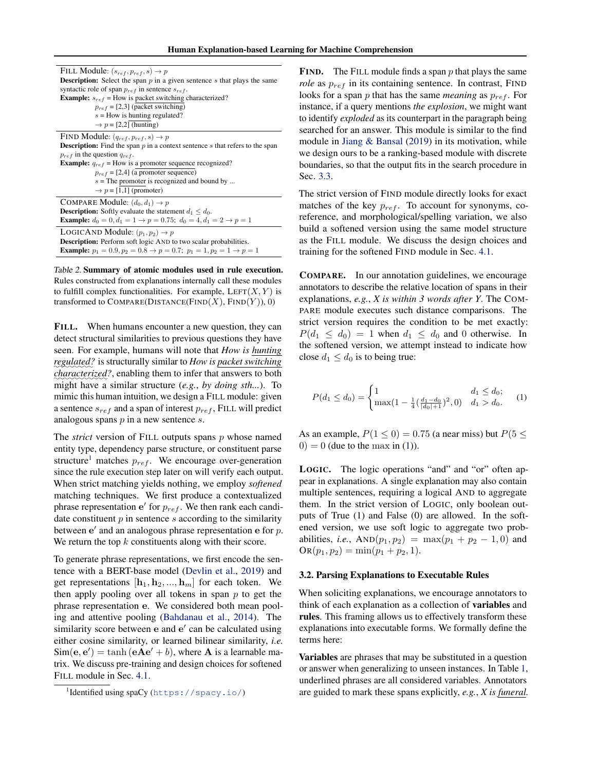| FILL Module: $(s_{ref}, p_{ref}, s) \rightarrow p$ |
|---|
| **Description:** Select the span $p$ in a given sentence $s$ that plays the same syntactic role of span $p_{ref}$ in sentence $s_{ref}$.<br>**Example:** $s_{ref}$ = How is packet switching characterized?<br>$p_{ref}$ = [2,3] (packet switching)<br>$s$ = How is hunting regulated?<br>$\rightarrow p$ = [2,2] (hunting) |
| FIND Module: $(q_{ref}, p_{ref}, s) \rightarrow p$ |
| **Description:** Find the span $p$ in a context sentence $s$ that refers to the span $p_{ref}$ in the question $q_{ref}$.<br>**Example:** $q_{ref}$ = How is a promoter sequence recognized?<br>$p_{ref}$ = [2,4] (a promoter sequence)<br>$s$ = The promoter is recognized and bound by ...<br>$\rightarrow p$ = [1,1] (promoter) |
| COMPARE Module: $(d_0, d_1) \rightarrow p$ |
| **Description:** Softly evaluate the statement $d_1 \leq d_0$.<br>**Example:** $d_0 = 0, d_1 = 1 \rightarrow p = 0.75$; $d_0 = 4, d_1 = 2 \rightarrow p = 1$ |
| LOGICAND Module: $(p_1, p_2) \rightarrow p$ |
| **Description:** Perform soft logic AND to two scalar probabilities.<br>**Example:** $p_1 = 0.9, p_2 = 0.8 \rightarrow p = 0.7$; $p_1 = 1, p_2 = 1 \rightarrow p = 1$ |

*Table 2.* **Summary of atomic modules used in rule execution.** Rules constructed from explanations internally call these modules to fulfill complex functionalities. For example, LEFT$(X, Y)$ is transformed to COMPARE(DISTANCE(FIND$(X)$, FIND$(Y)$), 0)

**FILL.** When humans encounter a new question, they can detect structural similarities to previous questions they have seen. For example, humans will note that *How is hunting regulated?* is structurally similar to *How is packet switching characterized?*, enabling them to infer that answers to both might have a similar structure (*e.g.*, *by doing sth...*). To mimic this human intuition, we design a FILL module: given a sentence $s_{ref}$ and a span of interest $p_{ref}$, FILL will predict analogous spans $p$ in a new sentence $s$.

The *strict* version of FILL outputs spans $p$ whose named entity type, dependency parse structure, or constituent parse structure[1] matches $p_{ref}$. We encourage over-generation since the rule execution step later on will verify each output. When strict matching yields nothing, we employ *softened* matching techniques. We first produce a contextualized phrase representation $\mathbf{e}'$ for $p_{ref}$. We then rank each candidate constituent $p$ in sentence $s$ according to the similarity between $\mathbf{e}'$ and an analogous phrase representation $\mathbf{e}$ for $p$. We return the top $k$ constituents along with their score.

To generate phrase representations, we first encode the sentence with a BERT-base model (Devlin et al., 2019) and get representations $[\mathbf{h}_1, \mathbf{h}_2, ..., \mathbf{h}_m]$ for each token. We then apply pooling over all tokens in span $p$ to get the phrase representation $\mathbf{e}$. We considered both mean pooling and attentive pooling (Bahdanau et al., 2014). The similarity score between $\mathbf{e}$ and $\mathbf{e}'$ can be calculated using either cosine similarity, or learned bilinear similarity, *i.e.* $\text{Sim}(\mathbf{e}, \mathbf{e}') = \tanh(\mathbf{e}\mathbf{A}\mathbf{e}' + b)$, where $\mathbf{A}$ is a learnable matrix. We discuss pre-training and design choices for softened FILL module in Sec. 4.1.

[1] Identified using spaCy (https://spacy.io/)

**FIND.** The FILL module finds a span $p$ that plays the same *role* as $p_{ref}$ in its containing sentence. In contrast, FIND looks for a span $p$ that has the same *meaning* as $p_{ref}$. For instance, if a query mentions *the explosion*, we might want to identify *exploded* as its counterpart in the paragraph being searched for an answer. This module is similar to the find module in Jiang & Bansal (2019) in its motivation, while we design ours to be a ranking-based module with discrete boundaries, so that the output fits in the search procedure in Sec. 3.3.

The strict version of FIND module directly looks for exact matches of the key $p_{ref}$. To account for synonyms, coreference, and morphological/spelling variation, we also build a softened version using the same model structure as the FILL module. We discuss the design choices and training for the softened FIND module in Sec. 4.1.

**COMPARE.** In our annotation guidelines, we encourage annotators to describe the relative location of spans in their explanations, *e.g.*, *X is within 3 words after Y*. The COMPARE module executes such distance comparisons. The strict version requires the condition to be met exactly: $P(d_1 \leq d_0) = 1$ when $d_1 \leq d_0$ and 0 otherwise. In the softened version, we attempt instead to indicate how close $d_1 \leq d_0$ is to being true:

$$P(d_1 \leq d_0) = \begin{cases} 1 & d_1 \leq d_0; \\ \max(1 - \frac{1}{4}(\frac{d_1 - d_0}{|d_0|+1})^2, 0) & d_1 > d_0. \end{cases} \quad (1)$$

As an example, $P(1 \leq 0) = 0.75$ (a near miss) but $P(5 \leq 0) = 0$ (due to the max in (1)).

**LOGIC.** The logic operations "and" and "or" often appear in explanations. A single explanation may also contain multiple sentences, requiring a logical AND to aggregate them. In the strict version of LOGIC, only boolean outputs of True (1) and False (0) are allowed. In the softened version, we use soft logic to aggregate two probabilities, *i.e.*, $\text{AND}(p_1, p_2) = \max(p_1 + p_2 - 1, 0)$ and $\text{OR}(p_1, p_2) = \min(p_1 + p_2, 1)$.

### 3.2. Parsing Explanations to Executable Rules

When soliciting explanations, we encourage annotators to think of each explanation as a collection of **variables** and **rules**. This framing allows us to effectively transform these explanations into executable forms. We formally define the terms here:

**Variables** are phrases that may be substituted in a question or answer when generalizing to unseen instances. In Table 1, underlined phrases are all considered variables. Annotators are guided to mark these spans explicitly, *e.g.*, *X is funeral.*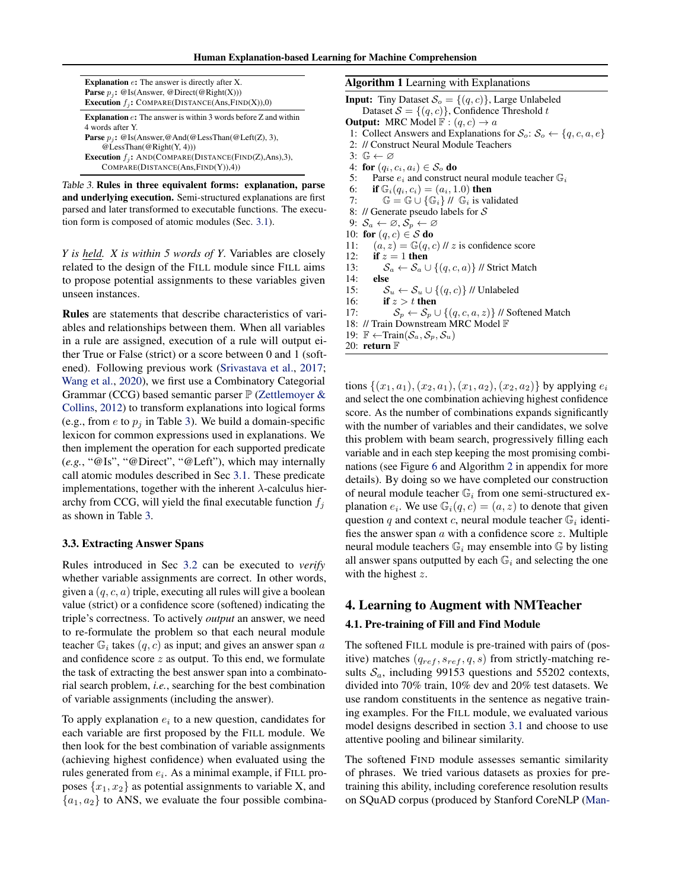| |
|---|
| **Explanation** $e$**:** The answer is directly after X.<br>**Parse** $p_j$**:** @Is(Answer, @Direct(@Right(X)))<br>**Execution** $f_j$**:** COMPARE(DISTANCE(Ans,FIND(X)),0) |
| **Explanation** $e$**:** The answer is within 3 words before Z and within 4 words after Y.<br>**Parse** $p_j$**:** @Is(Answer,@And(@LessThan(@Left(Z), 3), @LessThan(@Right(Y, 4)))<br>**Execution** $f_j$**:** AND(COMPARE(DISTANCE(FIND(Z),Ans),3), COMPARE(DISTANCE(Ans,FIND(Y)),4)) |

*Table 3.* **Rules in three equivalent forms: explanation, parse and underlying execution.** Semi-structured explanations are first parsed and later transformed to executable functions. The execution form is composed of atomic modules (Sec. 3.1).

*Y is held. X is within 5 words of Y.* Variables are closely related to the design of the FILL module since FILL aims to propose potential assignments to these variables given unseen instances.

**Rules** are statements that describe characteristics of variables and relationships between them. When all variables in a rule are assigned, execution of a rule will output either True or False (strict) or a score between 0 and 1 (softened). Following previous work (Srivastava et al., 2017; Wang et al., 2020), we first use a Combinatory Categorial Grammar (CCG) based semantic parser $\mathbb{P}$ (Zettlemoyer & Collins, 2012) to transform explanations into logical forms (e.g., from $e$ to $p_j$ in Table 3). We build a domain-specific lexicon for common expressions used in explanations. We then implement the operation for each supported predicate (*e.g.*, "@Is", "@Direct", "@Left"), which may internally call atomic modules described in Sec 3.1. These predicate implementations, together with the inherent $\lambda$-calculus hierarchy from CCG, will yield the final executable function $f_j$ as shown in Table 3.

### 3.3. Extracting Answer Spans

Rules introduced in Sec 3.2 can be executed to *verify* whether variable assignments are correct. In other words, given a $(q, c, a)$ triple, executing all rules will give a boolean value (strict) or a confidence score (softened) indicating the triple's correctness. To actively *output* an answer, we need to re-formulate the problem so that each neural module teacher $\mathbb{G}_i$ takes $(q, c)$ as input; and gives an answer span $a$ and confidence score $z$ as output. To this end, we formulate the task of extracting the best answer span into a combinatorial search problem, *i.e.*, searching for the best combination of variable assignments (including the answer).

To apply explanation $e_i$ to a new question, candidates for each variable are first proposed by the FILL module. We then look for the best combination of variable assignments (achieving highest confidence) when evaluated using the rules generated from $e_i$. As a minimal example, if FILL proposes $\{x_1, x_2\}$ as potential assignments to variable X, and $\{a_1, a_2\}$ to ANS, we evaluate the four possible combinations $\{(x_1, a_1), (x_2, a_1), (x_1, a_2), (x_2, a_2)\}$ by applying $e_i$ and select the one combination achieving highest confidence score. As the number of combinations expands significantly with the number of variables and their candidates, we solve this problem with beam search, progressively filling each variable and in each step keeping the most promising combinations (see Figure 6 and Algorithm 2 in appendix for more details). By doing so we have completed our construction of neural module teacher $\mathbb{G}_i$ from one semi-structured explanation $e_i$. We use $\mathbb{G}_i(q, c) = (a, z)$ to denote that given question $q$ and context $c$, neural module teacher $\mathbb{G}_i$ identifies the answer span $a$ with a confidence score $z$. Multiple neural module teachers $\mathbb{G}_i$ may ensemble into $\mathbb{G}$ by listing all answer spans outputted by each $\mathbb{G}_i$ and selecting the one with the highest $z$.

**Algorithm 1** Learning with Explanations

```
Input: Tiny Dataset S_o = {(q, c)}, Large Unlabeled
    Dataset S = {(q, c)}, Confidence Threshold t
Output: MRC Model F : (q, c) → a
 1: Collect Answers and Explanations for S_o: S_o ← {q, c, a, e}
 2: // Construct Neural Module Teachers
 3: G ← ∅
 4: for (q_i, c_i, a_i) ∈ S_o do
 5:    Parse e_i and construct neural module teacher G_i
 6:    if G_i(q_i, c_i) = (a_i, 1.0) then
 7:       G = G ∪ {G_i} // G_i is validated
 8: // Generate pseudo labels for S
 9: S_a ← ∅, S_p ← ∅
10: for (q, c) ∈ S do
11:    (a, z) = G(q, c) // z is confidence score
12:    if z = 1 then
13:       S_a ← S_a ∪ {(q, c, a)} // Strict Match
14:    else
15:       S_u ← S_u ∪ {(q, c)} // Unlabeled
16:       if z > t then
17:          S_p ← S_p ∪ {(q, c, a, z)} // Softened Match
18: // Train Downstream MRC Model F
19: F ← Train(S_a, S_p, S_u)
20: return F
```

## 4. Learning to Augment with NMTeacher

### 4.1. Pre-training of Fill and Find Module

The softened FILL module is pre-trained with pairs of (positive) matches $(q_{ref}, s_{ref}, q, s)$ from strictly-matching results $\mathcal{S}_a$, including 99153 questions and 55202 contexts, divided into 70% train, 10% dev and 20% test datasets. We use random constituents in the sentence as negative training examples. For the FILL module, we evaluated various model designs described in section 3.1 and choose to use attentive pooling and bilinear similarity.

The softened FIND module assesses semantic similarity of phrases. We tried various datasets as proxies for pre-training this ability, including coreference resolution results on SQuAD corpus (produced by Stanford CoreNLP (Man-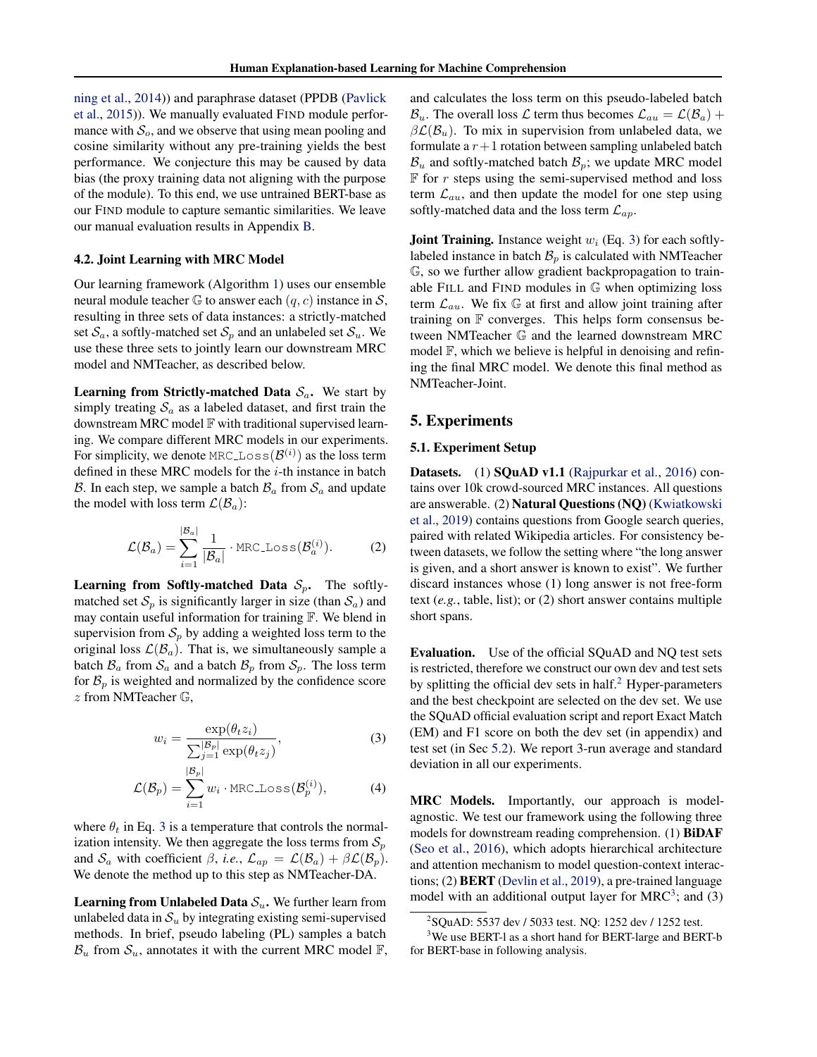ning et al., 2014)) and paraphrase dataset (PPDB (Pavlick et al., 2015)). We manually evaluated FIND module performance with $\mathcal{S}_o$, and we observe that using mean pooling and cosine similarity without any pre-training yields the best performance. We conjecture this may be caused by data bias (the proxy training data not aligning with the purpose of the module). To this end, we use untrained BERT-base as our FIND module to capture semantic similarities. We leave our manual evaluation results in Appendix B.

### 4.2. Joint Learning with MRC Model

Our learning framework (Algorithm 1) uses our ensemble neural module teacher $\mathbb{G}$ to answer each $(q, c)$ instance in $\mathcal{S}$, resulting in three sets of data instances: a strictly-matched set $\mathcal{S}_a$, a softly-matched set $\mathcal{S}_p$ and an unlabeled set $\mathcal{S}_u$. We use these three sets to jointly learn our downstream MRC model and NMTeacher, as described below.

**Learning from Strictly-matched Data $\mathcal{S}_a$.** We start by simply treating $\mathcal{S}_a$ as a labeled dataset, and first train the downstream MRC model $\mathbb{F}$ with traditional supervised learning. We compare different MRC models in our experiments. For simplicity, we denote $\texttt{MRC\_Loss}(\mathcal{B}^{(i)})$ as the loss term defined in these MRC models for the $i$-th instance in batch $\mathcal{B}$. In each step, we sample a batch $\mathcal{B}_a$ from $\mathcal{S}_a$ and update the model with loss term $\mathcal{L}(\mathcal{B}_a)$:

$$\mathcal{L}(\mathcal{B}_a) = \sum_{i=1}^{|\mathcal{B}_a|} \frac{1}{|\mathcal{B}_a|} \cdot \texttt{MRC\_Loss}(\mathcal{B}_a^{(i)}). \tag{2}$$

**Learning from Softly-matched Data $\mathcal{S}_p$.** The softly-matched set $\mathcal{S}_p$ is significantly larger in size (than $\mathcal{S}_a$) and may contain useful information for training $\mathbb{F}$. We blend in supervision from $\mathcal{S}_p$ by adding a weighted loss term to the original loss $\mathcal{L}(\mathcal{B}_a)$. That is, we simultaneously sample a batch $\mathcal{B}_a$ from $\mathcal{S}_a$ and a batch $\mathcal{B}_p$ from $\mathcal{S}_p$. The loss term for $\mathcal{B}_p$ is weighted and normalized by the confidence score $z$ from NMTeacher $\mathbb{G}$,

$$w_i = \frac{\exp(\theta_t z_i)}{\sum_{j=1}^{|\mathcal{B}_p|} \exp(\theta_t z_j)}, \tag{3}$$

$$\mathcal{L}(\mathcal{B}_p) = \sum_{i=1}^{|\mathcal{B}_p|} w_i \cdot \texttt{MRC\_Loss}(\mathcal{B}_p^{(i)}), \tag{4}$$

where $\theta_t$ in Eq. 3 is a temperature that controls the normalization intensity. We then aggregate the loss terms from $\mathcal{S}_p$ and $\mathcal{S}_a$ with coefficient $\beta$, *i.e.*, $\mathcal{L}_{ap} = \mathcal{L}(\mathcal{B}_a) + \beta\mathcal{L}(\mathcal{B}_p)$. We denote the method up to this step as NMTeacher-DA.

**Learning from Unlabeled Data $\mathcal{S}_u$.** We further learn from unlabeled data in $\mathcal{S}_u$ by integrating existing semi-supervised methods. In brief, pseudo labeling (PL) samples a batch $\mathcal{B}_u$ from $\mathcal{S}_u$, annotates it with the current MRC model $\mathbb{F}$, and calculates the loss term on this pseudo-labeled batch $\mathcal{B}_u$. The overall loss $\mathcal{L}$ term thus becomes $\mathcal{L}_{au} = \mathcal{L}(\mathcal{B}_a) + \beta\mathcal{L}(\mathcal{B}_u)$. To mix in supervision from unlabeled data, we formulate a $r+1$ rotation between sampling unlabeled batch $\mathcal{B}_u$ and softly-matched batch $\mathcal{B}_p$; we update MRC model $\mathbb{F}$ for $r$ steps using the semi-supervised method and loss term $\mathcal{L}_{au}$, and then update the model for one step using softly-matched data and the loss term $\mathcal{L}_{ap}$.

**Joint Training.** Instance weight $w_i$ (Eq. 3) for each softly-labeled instance in batch $\mathcal{B}_p$ is calculated with NMTeacher $\mathbb{G}$, so we further allow gradient backpropagation to trainable FILL and FIND modules in $\mathbb{G}$ when optimizing loss term $\mathcal{L}_{au}$. We fix $\mathbb{G}$ at first and allow joint training after training on $\mathbb{F}$ converges. This helps form consensus between NMTeacher $\mathbb{G}$ and the learned downstream MRC model $\mathbb{F}$, which we believe is helpful in denoising and refining the final MRC model. We denote this final method as NMTeacher-Joint.

## 5. Experiments

### 5.1. Experiment Setup

**Datasets.** (1) **SQuAD v1.1** (Rajpurkar et al., 2016) contains over 10k crowd-sourced MRC instances. All questions are answerable. (2) **Natural Questions (NQ)** (Kwiatkowski et al., 2019) contains questions from Google search queries, paired with related Wikipedia articles. For consistency between datasets, we follow the setting where "the long answer is given, and a short answer is known to exist". We further discard instances whose (1) long answer is not free-form text (*e.g.*, table, list); or (2) short answer contains multiple short spans.

**Evaluation.** Use of the official SQuAD and NQ test sets is restricted, therefore we construct our own dev and test sets by splitting the official dev sets in half.[2] Hyper-parameters and the best checkpoint are selected on the dev set. We use the SQuAD official evaluation script and report Exact Match (EM) and F1 score on both the dev set (in appendix) and test set (in Sec 5.2). We report 3-run average and standard deviation in all our experiments.

**MRC Models.** Importantly, our approach is model-agnostic. We test our framework using the following three models for downstream reading comprehension. (1) **BiDAF** (Seo et al., 2016), which adopts hierarchical architecture and attention mechanism to model question-context interactions; (2) **BERT** (Devlin et al., 2019), a pre-trained language model with an additional output layer for MRC[3]; and (3)

[2] SQuAD: 5537 dev / 5033 test. NQ: 1252 dev / 1252 test.

[3] We use BERT-l as a short hand for BERT-large and BERT-b for BERT-base in following analysis.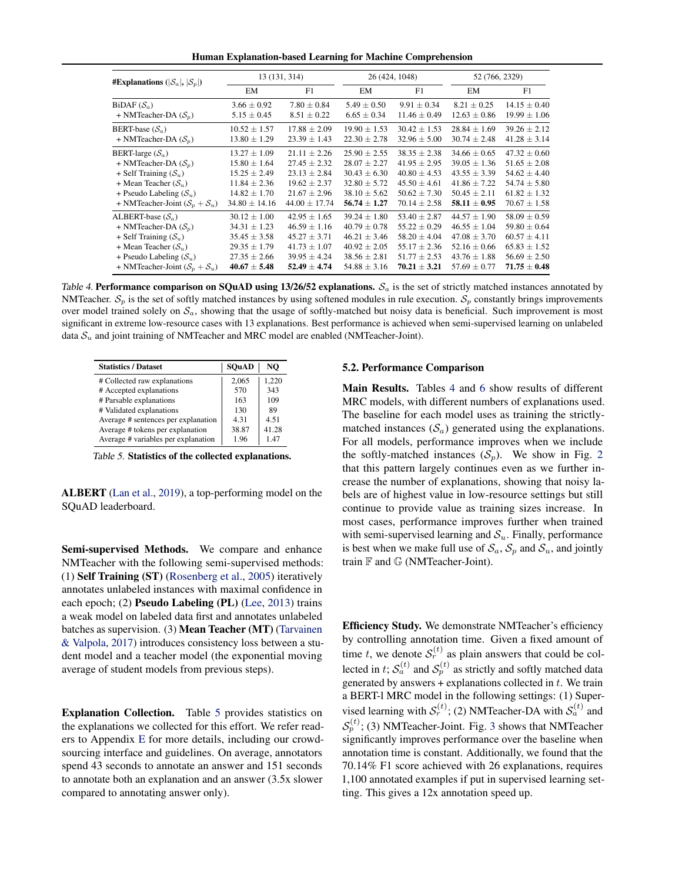| #Explanations ($\|\mathcal{S}_a\|$, $\|\mathcal{S}_p\|$) | 13 (131, 314) | | 26 (424, 1048) | | 52 (766, 2329) | |
|---|---|---|---|---|---|---|
| | EM | F1 | EM | F1 | EM | F1 |
| BiDAF ($\mathcal{S}_a$) | $3.66 \pm 0.92$ | $7.80 \pm 0.84$ | $5.49 \pm 0.50$ | $9.91 \pm 0.34$ | $8.21 \pm 0.25$ | $14.15 \pm 0.40$ |
| + NMTeacher-DA ($\mathcal{S}_p$) | $5.15 \pm 0.45$ | $8.51 \pm 0.22$ | $6.65 \pm 0.34$ | $11.46 \pm 0.49$ | $12.63 \pm 0.86$ | $19.99 \pm 1.06$ |
| BERT-base ($\mathcal{S}_a$) | $10.52 \pm 1.57$ | $17.88 \pm 2.09$ | $19.90 \pm 1.53$ | $30.42 \pm 1.53$ | $28.84 \pm 1.69$ | $39.26 \pm 2.12$ |
| + NMTeacher-DA ($\mathcal{S}_p$) | $13.80 \pm 1.29$ | $23.39 \pm 1.43$ | $22.30 \pm 2.78$ | $32.96 \pm 5.00$ | $30.74 \pm 2.48$ | $41.28 \pm 3.14$ |
| BERT-large ($\mathcal{S}_a$) | $13.27 \pm 1.09$ | $21.11 \pm 2.26$ | $25.90 \pm 2.55$ | $38.35 \pm 2.38$ | $34.66 \pm 0.65$ | $47.32 \pm 0.60$ |
| + NMTeacher-DA ($\mathcal{S}_p$) | $15.80 \pm 1.64$ | $27.45 \pm 2.32$ | $28.07 \pm 2.27$ | $41.95 \pm 2.95$ | $39.05 \pm 1.36$ | $51.65 \pm 2.08$ |
| + Self Training ($\mathcal{S}_u$) | $15.25 \pm 2.49$ | $23.13 \pm 2.84$ | $30.43 \pm 6.30$ | $40.80 \pm 4.53$ | $43.55 \pm 3.39$ | $54.62 \pm 4.40$ |
| + Mean Teacher ($\mathcal{S}_u$) | $11.84 \pm 2.36$ | $19.62 \pm 2.37$ | $32.80 \pm 5.72$ | $45.50 \pm 4.61$ | $41.86 \pm 7.22$ | $54.74 \pm 5.80$ |
| + Pseudo Labeling ($\mathcal{S}_u$) | $14.82 \pm 1.70$ | $21.67 \pm 2.96$ | $38.10 \pm 5.62$ | $50.62 \pm 7.30$ | $50.45 \pm 2.11$ | $61.82 \pm 1.32$ |
| + NMTeacher-Joint ($\mathcal{S}_p + \mathcal{S}_u$) | $34.80 \pm 14.16$ | $44.00 \pm 17.74$ | $\mathbf{56.74 \pm 1.27}$ | $70.14 \pm 2.58$ | $\mathbf{58.11 \pm 0.95}$ | $70.67 \pm 1.58$ |
| ALBERT-base ($\mathcal{S}_a$) | $30.12 \pm 1.00$ | $42.95 \pm 1.65$ | $39.24 \pm 1.80$ | $53.40 \pm 2.87$ | $44.57 \pm 1.90$ | $58.09 \pm 0.59$ |
| + NMTeacher-DA ($\mathcal{S}_p$) | $34.31 \pm 1.23$ | $46.59 \pm 1.16$ | $40.79 \pm 0.78$ | $55.22 \pm 0.29$ | $46.55 \pm 1.04$ | $59.80 \pm 0.64$ |
| + Self Training ($\mathcal{S}_u$) | $35.45 \pm 3.58$ | $45.27 \pm 3.71$ | $46.21 \pm 3.46$ | $58.20 \pm 4.04$ | $47.08 \pm 3.70$ | $60.57 \pm 4.11$ |
| + Mean Teacher ($\mathcal{S}_u$) | $29.35 \pm 1.79$ | $41.73 \pm 1.07$ | $40.92 \pm 2.05$ | $55.17 \pm 2.36$ | $52.16 \pm 0.66$ | $65.83 \pm 1.52$ |
| + Pseudo Labeling ($\mathcal{S}_u$) | $27.35 \pm 2.66$ | $39.95 \pm 4.24$ | $38.56 \pm 2.81$ | $51.77 \pm 2.53$ | $43.76 \pm 1.88$ | $56.69 \pm 2.50$ |
| + NMTeacher-Joint ($\mathcal{S}_p + \mathcal{S}_u$) | $\mathbf{40.67 \pm 5.48}$ | $\mathbf{52.49 \pm 4.74}$ | $54.88 \pm 3.16$ | $\mathbf{70.21 \pm 3.21}$ | $57.69 \pm 0.77$ | $\mathbf{71.75 \pm 0.48}$ |

*Table 4.* **Performance comparison on SQuAD using 13/26/52 explanations.** $\mathcal{S}_a$ is the set of strictly matched instances annotated by NMTeacher. $\mathcal{S}_p$ is the set of softly matched instances by using softened modules in rule execution. $\mathcal{S}_p$ constantly brings improvements over model trained solely on $\mathcal{S}_a$, showing that the usage of softly-matched but noisy data is beneficial. Such improvement is most significant in extreme low-resource cases with 13 explanations. Best performance is achieved when semi-supervised learning on unlabeled data $\mathcal{S}_u$ and joint training of NMTeacher and MRC model are enabled (NMTeacher-Joint).

| Statistics / Dataset | SQuAD | NQ |
|---|---|---|
| # Collected raw explanations | 2,065 | 1,220 |
| # Accepted explanations | 570 | 343 |
| # Parsable explanations | 163 | 109 |
| # Validated explanations | 130 | 89 |
| Average # sentences per explanation | 4.31 | 4.51 |
| Average # tokens per explanation | 38.87 | 41.28 |
| Average # variables per explanation | 1.96 | 1.47 |

*Table 5.* **Statistics of the collected explanations.**

**ALBERT** (Lan et al., 2019), a top-performing model on the SQuAD leaderboard.

**Semi-supervised Methods.** We compare and enhance NMTeacher with the following semi-supervised methods: (1) **Self Training (ST)** (Rosenberg et al., 2005) iteratively annotates unlabeled instances with maximal confidence in each epoch; (2) **Pseudo Labeling (PL)** (Lee, 2013) trains a weak model on labeled data first and annotates unlabeled batches as supervision. (3) **Mean Teacher (MT)** (Tarvainen & Valpola, 2017) introduces consistency loss between a student model and a teacher model (the exponential moving average of student models from previous steps).

**Explanation Collection.** Table 5 provides statistics on the explanations we collected for this effort. We refer readers to Appendix E for more details, including our crowdsourcing interface and guidelines. On average, annotators spend 43 seconds to annotate an answer and 151 seconds to annotate both an explanation and an answer (3.5x slower compared to annotating answer only).

### 5.2. Performance Comparison

**Main Results.** Tables 4 and 6 show results of different MRC models, with different numbers of explanations used. The baseline for each model uses as training the strictly-matched instances ($\mathcal{S}_a$) generated using the explanations. For all models, performance improves when we include the softly-matched instances ($\mathcal{S}_p$). We show in Fig. 2 that this pattern largely continues even as we further increase the number of explanations, showing that noisy labels are of highest value in low-resource settings but still continue to provide value as training sizes increase. In most cases, performance improves further when trained with semi-supervised learning and $\mathcal{S}_u$. Finally, performance is best when we make full use of $\mathcal{S}_a$, $\mathcal{S}_p$ and $\mathcal{S}_u$, and jointly train $\mathbb{F}$ and $\mathbb{G}$ (NMTeacher-Joint).

**Efficiency Study.** We demonstrate NMTeacher's efficiency by controlling annotation time. Given a fixed amount of time $t$, we denote $\mathcal{S}_r^{(t)}$ as plain answers that could be collected in $t$; $\mathcal{S}_a^{(t)}$ and $\mathcal{S}_p^{(t)}$ as strictly and softly matched data generated by answers + explanations collected in $t$. We train a BERT-l MRC model in the following settings: (1) Supervised learning with $\mathcal{S}_r^{(t)}$; (2) NMTeacher-DA with $\mathcal{S}_a^{(t)}$ and $\mathcal{S}_p^{(t)}$; (3) NMTeacher-Joint. Fig. 3 shows that NMTeacher significantly improves performance over the baseline when annotation time is constant. Additionally, we found that the 70.14% F1 score achieved with 26 explanations, requires 1,100 annotated examples if put in supervised learning setting. This gives a 12x annotation speed up.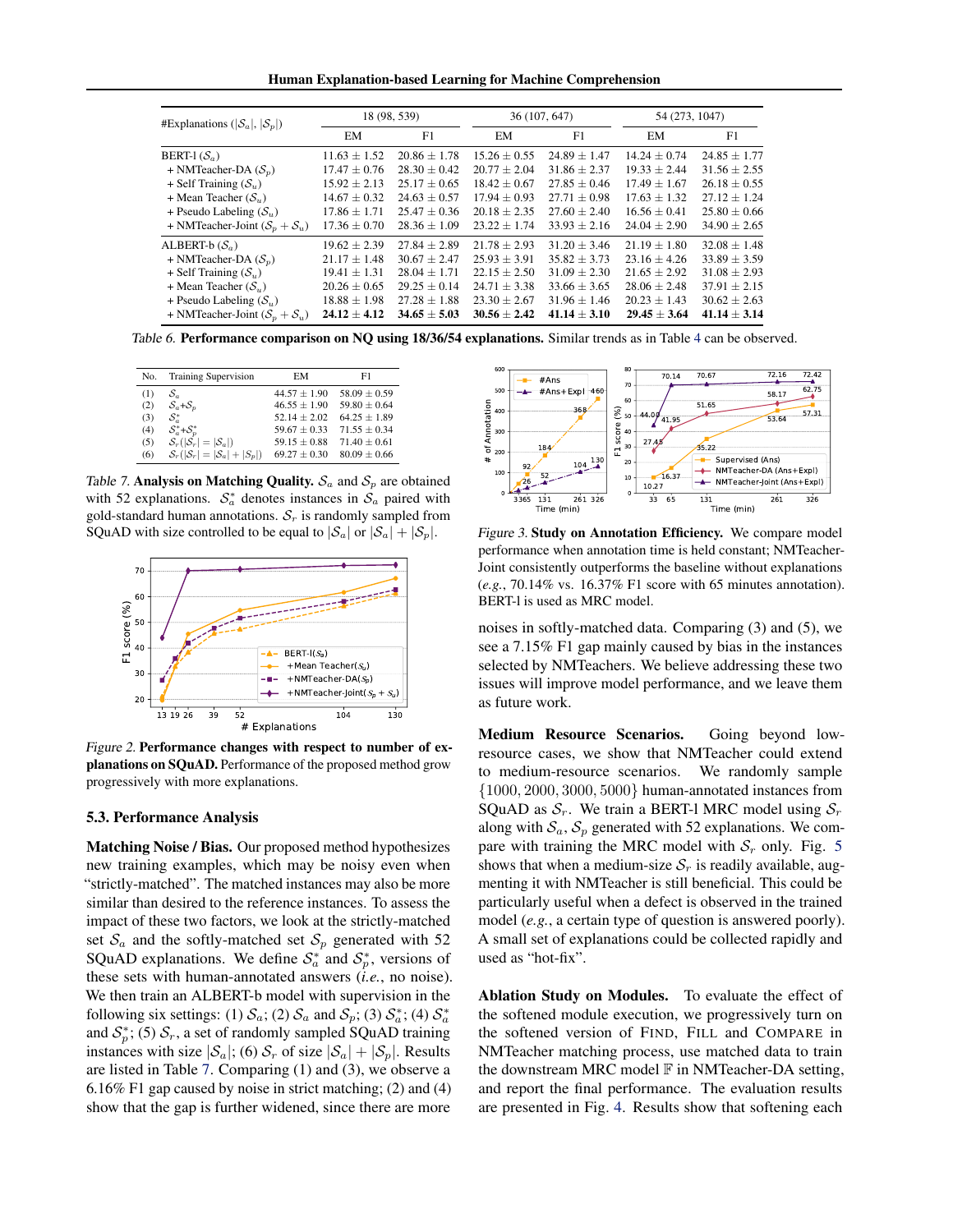| #Explanations ($\|\mathcal{S}_a\|$, $\|\mathcal{S}_p\|$) | 18 (98, 539) | | 36 (107, 647) | | 54 (273, 1047) | |
|---|---|---|---|---|---|---|
| | EM | F1 | EM | F1 | EM | F1 |
| BERT-l ($\mathcal{S}_a$) | 11.63 ± 1.52 | 20.86 ± 1.78 | 15.26 ± 0.55 | 24.89 ± 1.47 | 14.24 ± 0.74 | 24.85 ± 1.77 |
| + NMTeacher-DA ($\mathcal{S}_p$) | 17.47 ± 0.76 | 28.30 ± 0.42 | 20.77 ± 2.04 | 31.86 ± 2.37 | 19.33 ± 2.44 | 31.56 ± 2.55 |
| + Self Training ($\mathcal{S}_u$) | 15.92 ± 2.13 | 25.17 ± 0.65 | 18.42 ± 0.67 | 27.85 ± 0.46 | 17.49 ± 1.67 | 26.18 ± 0.55 |
| + Mean Teacher ($\mathcal{S}_u$) | 14.67 ± 0.32 | 24.63 ± 0.57 | 17.94 ± 0.93 | 27.71 ± 0.98 | 17.63 ± 1.32 | 27.12 ± 1.24 |
| + Pseudo Labeling ($\mathcal{S}_u$) | 17.86 ± 1.71 | 25.47 ± 0.36 | 20.18 ± 2.35 | 27.60 ± 2.40 | 16.56 ± 0.41 | 25.80 ± 0.66 |
| + NMTeacher-Joint ($\mathcal{S}_p + \mathcal{S}_u$) | 17.36 ± 0.70 | 28.36 ± 1.09 | 23.22 ± 1.74 | 33.93 ± 2.16 | 24.04 ± 2.90 | 34.90 ± 2.65 |
| ALBERT-b ($\mathcal{S}_a$) | 19.62 ± 2.39 | 27.84 ± 2.89 | 21.78 ± 2.93 | 31.20 ± 3.46 | 21.19 ± 1.80 | 32.08 ± 1.48 |
| + NMTeacher-DA ($\mathcal{S}_p$) | 21.17 ± 1.48 | 30.67 ± 2.47 | 25.93 ± 3.91 | 35.82 ± 3.73 | 23.16 ± 4.26 | 33.89 ± 3.59 |
| + Self Training ($\mathcal{S}_u$) | 19.41 ± 1.31 | 28.04 ± 1.71 | 22.15 ± 2.50 | 31.09 ± 2.30 | 21.65 ± 2.92 | 31.08 ± 2.93 |
| + Mean Teacher ($\mathcal{S}_u$) | 20.26 ± 0.65 | 29.25 ± 0.14 | 24.71 ± 3.38 | 33.66 ± 3.65 | 28.06 ± 2.48 | 37.91 ± 2.15 |
| + Pseudo Labeling ($\mathcal{S}_u$) | 18.88 ± 1.98 | 27.28 ± 1.88 | 23.30 ± 2.67 | 31.96 ± 1.46 | 20.23 ± 1.43 | 30.62 ± 2.63 |
| + NMTeacher-Joint ($\mathcal{S}_p + \mathcal{S}_u$) | **24.12 ± 4.12** | **34.65 ± 5.03** | **30.56 ± 2.42** | **41.14 ± 3.10** | **29.45 ± 3.64** | **41.14 ± 3.14** |

*Table 6.* **Performance comparison on NQ using 18/36/54 explanations.** Similar trends as in Table 4 can be observed.

| No. | Training Supervision | EM | F1 |
|---|---|---|---|
| (1) | $\mathcal{S}_a$ | 44.57 ± 1.90 | 58.09 ± 0.59 |
| (2) | $\mathcal{S}_a$+$\mathcal{S}_p$ | 46.55 ± 1.90 | 59.80 ± 0.64 |
| (3) | $\mathcal{S}_a^*$ | 52.14 ± 2.02 | 64.25 ± 1.89 |
| (4) | $\mathcal{S}_a^*$+$\mathcal{S}_p^*$ | 59.67 ± 0.33 | 71.55 ± 0.34 |
| (5) | $\mathcal{S}_r(\|\mathcal{S}_r\| = \|\mathcal{S}_a\|)$ | 59.15 ± 0.88 | 71.40 ± 0.61 |
| (6) | $\mathcal{S}_r(\|\mathcal{S}_r\| = \|\mathcal{S}_a\| + \|\mathcal{S}_p\|)$ | 69.27 ± 0.30 | 80.09 ± 0.66 |

*Table 7.* **Analysis on Matching Quality.** $\mathcal{S}_a$ and $\mathcal{S}_p$ are obtained with 52 explanations. $\mathcal{S}_a^*$ denotes instances in $\mathcal{S}_a$ paired with gold-standard human annotations. $\mathcal{S}_r$ is randomly sampled from SQuAD with size controlled to be equal to $|\mathcal{S}_a|$ or $|\mathcal{S}_a| + |\mathcal{S}_p|$.

*Figure 2.* **Performance changes with respect to number of explanations on SQuAD.** Performance of the proposed method grow progressively with more explanations.

*Figure 3.* **Study on Annotation Efficiency.** We compare model performance when annotation time is held constant; NMTeacher-Joint consistently outperforms the baseline without explanations (*e.g.*, 70.14% vs. 16.37% F1 score with 65 minutes annotation). BERT-l is used as MRC model.

### 5.3. Performance Analysis

**Matching Noise / Bias.** Our proposed method hypothesizes new training examples, which may be noisy even when "strictly-matched". The matched instances may also be more similar than desired to the reference instances. To assess the impact of these two factors, we look at the strictly-matched set $\mathcal{S}_a$ and the softly-matched set $\mathcal{S}_p$ generated with 52 SQuAD explanations. We define $\mathcal{S}_a^*$ and $\mathcal{S}_p^*$, versions of these sets with human-annotated answers (*i.e.*, no noise). We then train an ALBERT-b model with supervision in the following six settings: (1) $\mathcal{S}_a$; (2) $\mathcal{S}_a$ and $\mathcal{S}_p$; (3) $\mathcal{S}_a^*$; (4) $\mathcal{S}_a^*$ and $\mathcal{S}_p^*$; (5) $\mathcal{S}_r$, a set of randomly sampled SQuAD training instances with size $|\mathcal{S}_a|$; (6) $\mathcal{S}_r$ of size $|\mathcal{S}_a| + |\mathcal{S}_p|$. Results are listed in Table 7. Comparing (1) and (3), we observe a 6.16% F1 gap caused by noise in strict matching; (2) and (4) show that the gap is further widened, since there are more noises in softly-matched data. Comparing (3) and (5), we see a 7.15% F1 gap mainly caused by bias in the instances selected by NMTeachers. We believe addressing these two issues will improve model performance, and we leave them as future work.

**Medium Resource Scenarios.** Going beyond low-resource cases, we show that NMTeacher could extend to medium-resource scenarios. We randomly sample $\{1000, 2000, 3000, 5000\}$ human-annotated instances from SQuAD as $\mathcal{S}_r$. We train a BERT-l MRC model using $\mathcal{S}_r$ along with $\mathcal{S}_a$, $\mathcal{S}_p$ generated with 52 explanations. We compare with training the MRC model with $\mathcal{S}_r$ only. Fig. 5 shows that when a medium-size $\mathcal{S}_r$ is readily available, augmenting it with NMTeacher is still beneficial. This could be particularly useful when a defect is observed in the trained model (*e.g.*, a certain type of question is answered poorly). A small set of explanations could be collected rapidly and used as "hot-fix".

**Ablation Study on Modules.** To evaluate the effect of the softened module execution, we progressively turn on the softened version of FIND, FILL and COMPARE in NMTeacher matching process, use matched data to train the downstream MRC model $\mathbb{F}$ in NMTeacher-DA setting, and report the final performance. The evaluation results are presented in Fig. 4. Results show that softening each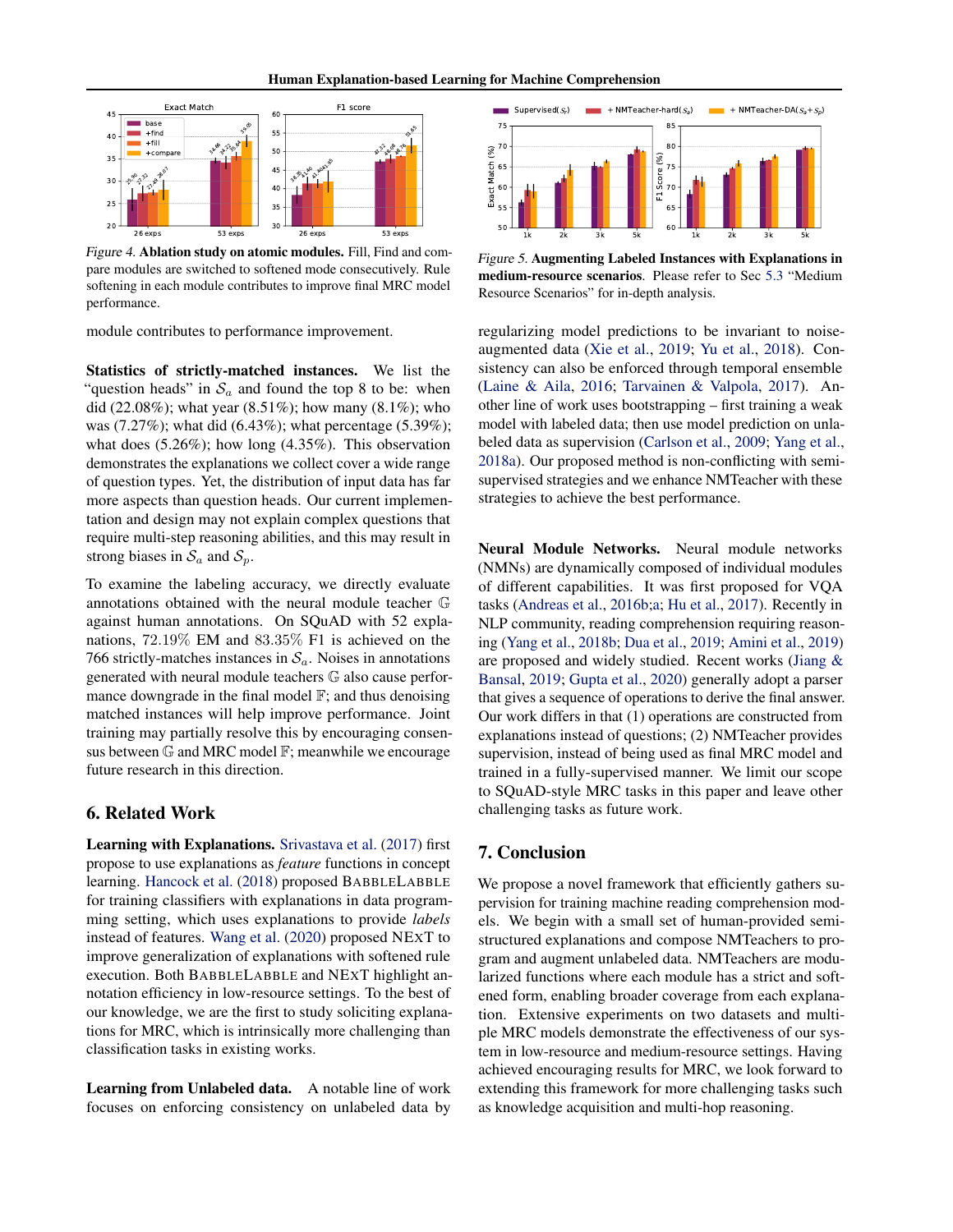*Figure 4.* **Ablation study on atomic modules.** Fill, Find and compare modules are switched to softened mode consecutively. Rule softening in each module contributes to improve final MRC model performance.

*Figure 5.* **Augmenting Labeled Instances with Explanations in medium-resource scenarios**. Please refer to Sec 5.3 "Medium Resource Scenarios" for in-depth analysis.

module contributes to performance improvement.

**Statistics of strictly-matched instances.** We list the "question heads" in $\mathcal{S}_a$ and found the top 8 to be: when did (22.08%); what year (8.51%); how many (8.1%); who was (7.27%); what did (6.43%); what percentage (5.39%); what does (5.26%); how long (4.35%). This observation demonstrates the explanations we collect cover a wide range of question types. Yet, the distribution of input data has far more aspects than question heads. Our current implementation and design may not explain complex questions that require multi-step reasoning abilities, and this may result in strong biases in $\mathcal{S}_a$ and $\mathcal{S}_p$.

To examine the labeling accuracy, we directly evaluate annotations obtained with the neural module teacher $\mathbb{G}$ against human annotations. On SQuAD with 52 explanations, 72.19% EM and 83.35% F1 is achieved on the 766 strictly-matches instances in $\mathcal{S}_a$. Noises in annotations generated with neural module teachers $\mathbb{G}$ also cause performance downgrade in the final model $\mathbb{F}$; and thus denoising matched instances will help improve performance. Joint training may partially resolve this by encouraging consensus between $\mathbb{G}$ and MRC model $\mathbb{F}$; meanwhile we encourage future research in this direction.

## 6. Related Work

**Learning with Explanations.** Srivastava et al. (2017) first propose to use explanations as *feature* functions in concept learning. Hancock et al. (2018) proposed BabbleLabble for training classifiers with explanations in data programming setting, which uses explanations to provide *labels* instead of features. Wang et al. (2020) proposed NExT to improve generalization of explanations with softened rule execution. Both BabbleLabble and NExT highlight annotation efficiency in low-resource settings. To the best of our knowledge, we are the first to study soliciting explanations for MRC, which is intrinsically more challenging than classification tasks in existing works.

**Learning from Unlabeled data.** A notable line of work focuses on enforcing consistency on unlabeled data by regularizing model predictions to be invariant to noise-augmented data (Xie et al., 2019; Yu et al., 2018). Consistency can also be enforced through temporal ensemble (Laine & Aila, 2016; Tarvainen & Valpola, 2017). Another line of work uses bootstrapping – first training a weak model with labeled data; then use model prediction on unlabeled data as supervision (Carlson et al., 2009; Yang et al., 2018a). Our proposed method is non-conflicting with semi-supervised strategies and we enhance NMTeacher with these strategies to achieve the best performance.

**Neural Module Networks.** Neural module networks (NMNs) are dynamically composed of individual modules of different capabilities. It was first proposed for VQA tasks (Andreas et al., 2016b;a; Hu et al., 2017). Recently in NLP community, reading comprehension requiring reasoning (Yang et al., 2018b; Dua et al., 2019; Amini et al., 2019) are proposed and widely studied. Recent works (Jiang & Bansal, 2019; Gupta et al., 2020) generally adopt a parser that gives a sequence of operations to derive the final answer. Our work differs in that (1) operations are constructed from explanations instead of questions; (2) NMTeacher provides supervision, instead of being used as final MRC model and trained in a fully-supervised manner. We limit our scope to SQuAD-style MRC tasks in this paper and leave other challenging tasks as future work.

## 7. Conclusion

We propose a novel framework that efficiently gathers supervision for training machine reading comprehension models. We begin with a small set of human-provided semi-structured explanations and compose NMTeachers to program and augment unlabeled data. NMTeachers are modularized functions where each module has a strict and softened form, enabling broader coverage from each explanation. Extensive experiments on two datasets and multiple MRC models demonstrate the effectiveness of our system in low-resource and medium-resource settings. Having achieved encouraging results for MRC, we look forward to extending this framework for more challenging tasks such as knowledge acquisition and multi-hop reasoning.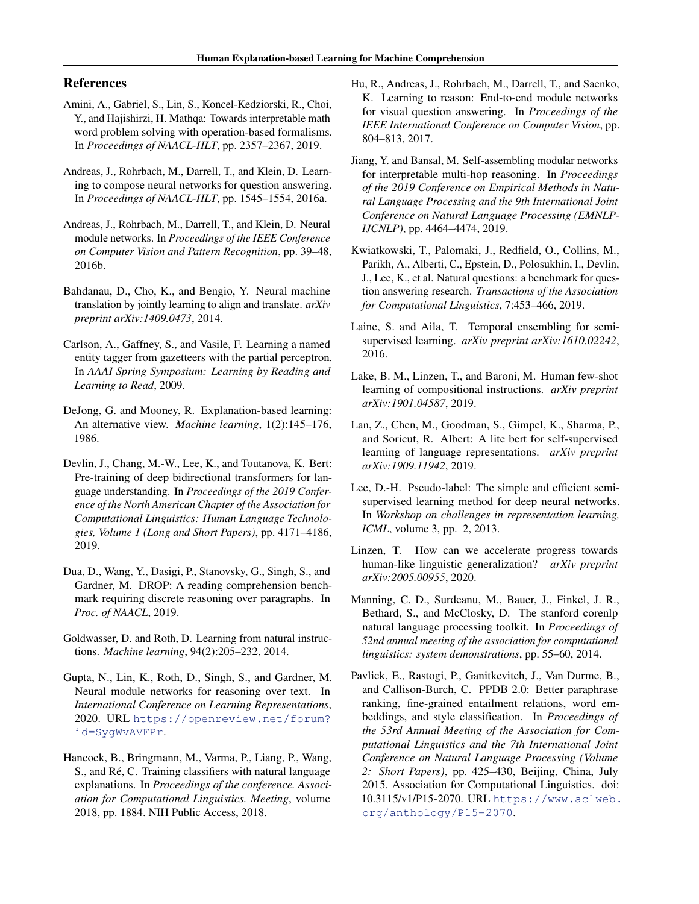## References

Amini, A., Gabriel, S., Lin, S., Koncel-Kedziorski, R., Choi, Y., and Hajishirzi, H. Mathqa: Towards interpretable math word problem solving with operation-based formalisms. In *Proceedings of NAACL-HLT*, pp. 2357–2367, 2019.

Andreas, J., Rohrbach, M., Darrell, T., and Klein, D. Learning to compose neural networks for question answering. In *Proceedings of NAACL-HLT*, pp. 1545–1554, 2016a.

Andreas, J., Rohrbach, M., Darrell, T., and Klein, D. Neural module networks. In *Proceedings of the IEEE Conference on Computer Vision and Pattern Recognition*, pp. 39–48, 2016b.

Bahdanau, D., Cho, K., and Bengio, Y. Neural machine translation by jointly learning to align and translate. *arXiv preprint arXiv:1409.0473*, 2014.

Carlson, A., Gaffney, S., and Vasile, F. Learning a named entity tagger from gazetteers with the partial perceptron. In *AAAI Spring Symposium: Learning by Reading and Learning to Read*, 2009.

DeJong, G. and Mooney, R. Explanation-based learning: An alternative view. *Machine learning*, 1(2):145–176, 1986.

Devlin, J., Chang, M.-W., Lee, K., and Toutanova, K. Bert: Pre-training of deep bidirectional transformers for language understanding. In *Proceedings of the 2019 Conference of the North American Chapter of the Association for Computational Linguistics: Human Language Technologies, Volume 1 (Long and Short Papers)*, pp. 4171–4186, 2019.

Dua, D., Wang, Y., Dasigi, P., Stanovsky, G., Singh, S., and Gardner, M. DROP: A reading comprehension benchmark requiring discrete reasoning over paragraphs. In *Proc. of NAACL*, 2019.

Goldwasser, D. and Roth, D. Learning from natural instructions. *Machine learning*, 94(2):205–232, 2014.

Gupta, N., Lin, K., Roth, D., Singh, S., and Gardner, M. Neural module networks for reasoning over text. In *International Conference on Learning Representations*, 2020. URL https://openreview.net/forum?id=SygWvAVFPr.

Hancock, B., Bringmann, M., Varma, P., Liang, P., Wang, S., and Ré, C. Training classifiers with natural language explanations. In *Proceedings of the conference. Association for Computational Linguistics. Meeting*, volume 2018, pp. 1884. NIH Public Access, 2018.

Hu, R., Andreas, J., Rohrbach, M., Darrell, T., and Saenko, K. Learning to reason: End-to-end module networks for visual question answering. In *Proceedings of the IEEE International Conference on Computer Vision*, pp. 804–813, 2017.

Jiang, Y. and Bansal, M. Self-assembling modular networks for interpretable multi-hop reasoning. In *Proceedings of the 2019 Conference on Empirical Methods in Natural Language Processing and the 9th International Joint Conference on Natural Language Processing (EMNLP-IJCNLP)*, pp. 4464–4474, 2019.

Kwiatkowski, T., Palomaki, J., Redfield, O., Collins, M., Parikh, A., Alberti, C., Epstein, D., Polosukhin, I., Devlin, J., Lee, K., et al. Natural questions: a benchmark for question answering research. *Transactions of the Association for Computational Linguistics*, 7:453–466, 2019.

Laine, S. and Aila, T. Temporal ensembling for semi-supervised learning. *arXiv preprint arXiv:1610.02242*, 2016.

Lake, B. M., Linzen, T., and Baroni, M. Human few-shot learning of compositional instructions. *arXiv preprint arXiv:1901.04587*, 2019.

Lan, Z., Chen, M., Goodman, S., Gimpel, K., Sharma, P., and Soricut, R. Albert: A lite bert for self-supervised learning of language representations. *arXiv preprint arXiv:1909.11942*, 2019.

Lee, D.-H. Pseudo-label: The simple and efficient semi-supervised learning method for deep neural networks. In *Workshop on challenges in representation learning, ICML*, volume 3, pp. 2, 2013.

Linzen, T. How can we accelerate progress towards human-like linguistic generalization? *arXiv preprint arXiv:2005.00955*, 2020.

Manning, C. D., Surdeanu, M., Bauer, J., Finkel, J. R., Bethard, S., and McClosky, D. The stanford corenlp natural language processing toolkit. In *Proceedings of 52nd annual meeting of the association for computational linguistics: system demonstrations*, pp. 55–60, 2014.

Pavlick, E., Rastogi, P., Ganitkevitch, J., Van Durme, B., and Callison-Burch, C. PPDB 2.0: Better paraphrase ranking, fine-grained entailment relations, word embeddings, and style classification. In *Proceedings of the 53rd Annual Meeting of the Association for Computational Linguistics and the 7th International Joint Conference on Natural Language Processing (Volume 2: Short Papers)*, pp. 425–430, Beijing, China, July 2015. Association for Computational Linguistics. doi: 10.3115/v1/P15-2070. URL https://www.aclweb.org/anthology/P15-2070.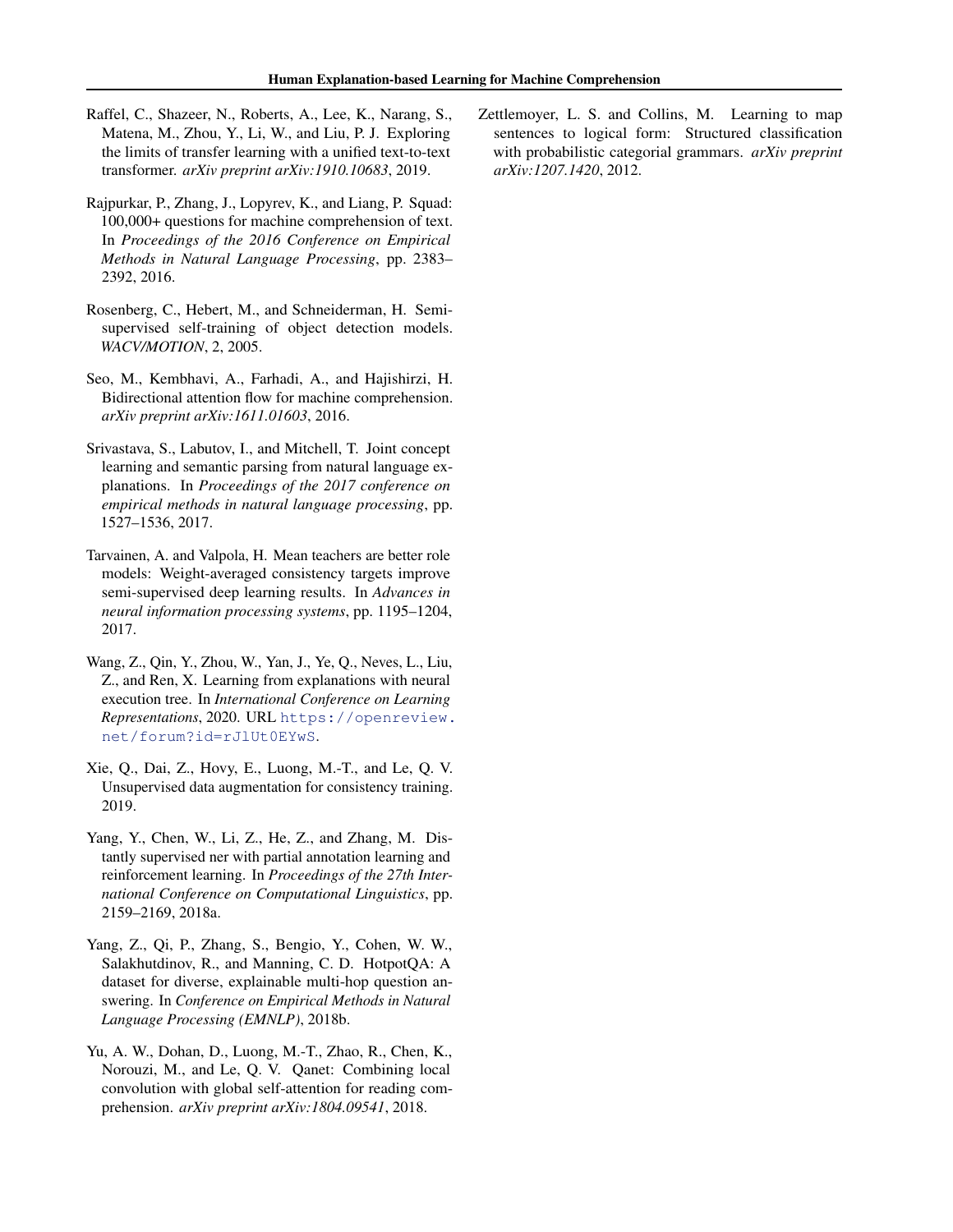Raffel, C., Shazeer, N., Roberts, A., Lee, K., Narang, S., Matena, M., Zhou, Y., Li, W., and Liu, P. J. Exploring the limits of transfer learning with a unified text-to-text transformer. *arXiv preprint arXiv:1910.10683*, 2019.

Rajpurkar, P., Zhang, J., Lopyrev, K., and Liang, P. Squad: 100,000+ questions for machine comprehension of text. In *Proceedings of the 2016 Conference on Empirical Methods in Natural Language Processing*, pp. 2383–2392, 2016.

Rosenberg, C., Hebert, M., and Schneiderman, H. Semi-supervised self-training of object detection models. *WACV/MOTION*, 2, 2005.

Seo, M., Kembhavi, A., Farhadi, A., and Hajishirzi, H. Bidirectional attention flow for machine comprehension. *arXiv preprint arXiv:1611.01603*, 2016.

Srivastava, S., Labutov, I., and Mitchell, T. Joint concept learning and semantic parsing from natural language explanations. In *Proceedings of the 2017 conference on empirical methods in natural language processing*, pp. 1527–1536, 2017.

Tarvainen, A. and Valpola, H. Mean teachers are better role models: Weight-averaged consistency targets improve semi-supervised deep learning results. In *Advances in neural information processing systems*, pp. 1195–1204, 2017.

Wang, Z., Qin, Y., Zhou, W., Yan, J., Ye, Q., Neves, L., Liu, Z., and Ren, X. Learning from explanations with neural execution tree. In *International Conference on Learning Representations*, 2020. URL https://openreview.net/forum?id=rJlUt0EYwS.

Xie, Q., Dai, Z., Hovy, E., Luong, M.-T., and Le, Q. V. Unsupervised data augmentation for consistency training. 2019.

Yang, Y., Chen, W., Li, Z., He, Z., and Zhang, M. Distantly supervised ner with partial annotation learning and reinforcement learning. In *Proceedings of the 27th International Conference on Computational Linguistics*, pp. 2159–2169, 2018a.

Yang, Z., Qi, P., Zhang, S., Bengio, Y., Cohen, W. W., Salakhutdinov, R., and Manning, C. D. HotpotQA: A dataset for diverse, explainable multi-hop question answering. In *Conference on Empirical Methods in Natural Language Processing (EMNLP)*, 2018b.

Yu, A. W., Dohan, D., Luong, M.-T., Zhao, R., Chen, K., Norouzi, M., and Le, Q. V. Qanet: Combining local convolution with global self-attention for reading comprehension. *arXiv preprint arXiv:1804.09541*, 2018.

Zettlemoyer, L. S. and Collins, M. Learning to map sentences to logical form: Structured classification with probabilistic categorial grammars. *arXiv preprint arXiv:1207.1420*, 2012.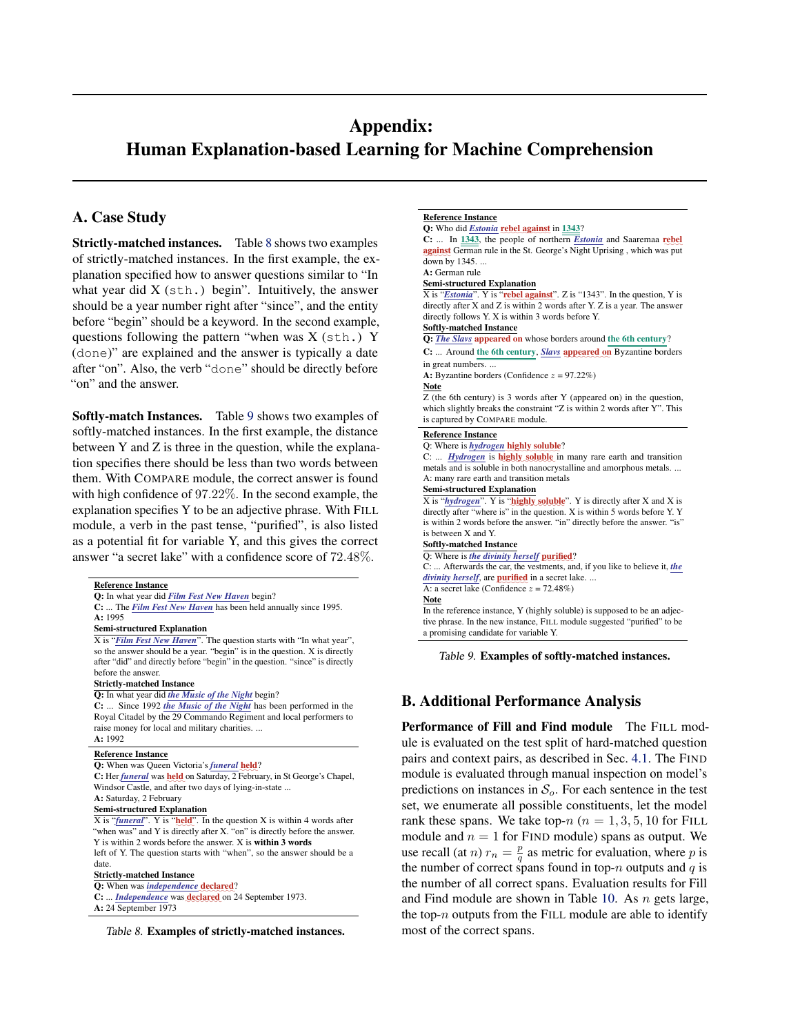# Appendix: Human Explanation-based Learning for Machine Comprehension

## A. Case Study

**Strictly-matched instances.** Table 8 shows two examples of strictly-matched instances. In the first example, the explanation specified how to answer questions similar to "In what year did X (`sth.`) begin". Intuitively, the answer should be a year number right after "since", and the entity before "begin" should be a keyword. In the second example, questions following the pattern "when was X (`sth.`) Y (`done`)" are explained and the answer is typically a date after "on". Also, the verb "`done`" should be directly before "on" and the answer.

**Softly-match Instances.** Table 9 shows two examples of softly-matched instances. In the first example, the distance between Y and Z is three in the question, while the explanation specifies there should be less than two words between them. With COMPARE module, the correct answer is found with high confidence of 97.22%. In the second example, the explanation specifies Y to be an adjective phrase. With FILL module, a verb in the past tense, "purified", is also listed as a potential fit for variable Y, and this gives the correct answer "a secret lake" with a confidence score of 72.48%.

**Reference Instance**
**Q:** In what year did ***Film Fest New Haven*** begin?
**C:** ... The ***Film Fest New Haven*** has been held annually since 1995.
**A:** 1995
**Semi-structured Explanation**
X is "***Film Fest New Haven***". The question starts with "In what year", so the answer should be a year. "begin" is in the question. X is directly after "did" and directly before "begin" in the question. "since" is directly before the answer.
**Strictly-matched Instance**
**Q:** In what year did ***the Music of the Night*** begin?
**C:** ... Since 1992 ***the Music of the Night*** has been performed in the Royal Citadel by the 29 Commando Regiment and local performers to raise money for local and military charities. ...
**A:** 1992

**Reference Instance**
**Q:** When was Queen Victoria's ***funeral*** **held**?
**C:** Her ***funeral*** was **held** on Saturday, 2 February, in St George's Chapel, Windsor Castle, and after two days of lying-in-state ...
**A:** Saturday, 2 February
**Semi-structured Explanation**
X is "***funeral***". Y is "**held**". In the question X is within 4 words after "when was" and Y is directly after X. "on" is directly before the answer. Y is within 2 words before the answer. X is **within 3 words** left of Y. The question starts with "when", so the answer should be a date.
**Strictly-matched Instance**
**Q:** When was ***independence*** **declared**?
**C:** ... ***Independence*** was **declared** on 24 September 1973.
**A:** 24 September 1973

Table 8. **Examples of strictly-matched instances.**

**Reference Instance**
**Q:** Who did ***Estonia*** **rebel against** in **1343**?
**C:** ... In **1343**, the people of northern ***Estonia*** and Saaremaa **rebel against** German rule in the St. George's Night Uprising , which was put down by 1345. ...
**A:** German rule
**Semi-structured Explanation**
X is "***Estonia***". Y is "**rebel against**". Z is "1343". In the question, Y is directly after X and Z is within 2 words after Y. Z is a year. The answer directly follows Y. X is within 3 words before Y.
**Softly-matched Instance**
**Q:** ***The Slavs*** **appeared on** whose borders around **the 6th century**?
**C:** ... Around **the 6th century**, ***Slavs*** **appeared on** Byzantine borders in great numbers. ...
**A:** Byzantine borders (Confidence $z$ = 97.22%)
**Note**
Z (the 6th century) is 3 words after Y (appeared on) in the question, which slightly breaks the constraint "Z is within 2 words after Y". This is captured by COMPARE module.

**Reference Instance**
Q: Where is ***hydrogen*** **highly soluble**?
C: ... ***Hydrogen*** is **highly soluble** in many rare earth and transition metals and is soluble in both nanocrystalline and amorphous metals. ...
A: many rare earth and transition metals
**Semi-structured Explanation**
X is "***hydrogen***". Y is "**highly soluble**". Y is directly after X and X is directly after "where is" in the question. X is within 5 words before Y. Y is within 2 words before the answer. "in" directly before the answer. "is" is between X and Y.
**Softly-matched Instance**
Q: Where is ***the divinity herself*** **purified**?
C: ... Afterwards the car, the vestments, and, if you like to believe it, ***the divinity herself***, are **purified** in a secret lake. ...
A: a secret lake (Confidence $z$ = 72.48%)
**Note**
In the reference instance, Y (highly soluble) is supposed to be an adjective phrase. In the new instance, FILL module suggested "purified" to be a promising candidate for variable Y.

Table 9. **Examples of softly-matched instances.**

## B. Additional Performance Analysis

**Performance of Fill and Find module** The FILL module is evaluated on the test split of hard-matched question pairs and context pairs, as described in Sec. 4.1. The FIND module is evaluated through manual inspection on model's predictions on instances in $\mathcal{S}_o$. For each sentence in the test set, we enumerate all possible constituents, let the model rank these spans. We take top-$n$ ($n = 1, 3, 5, 10$ for FILL module and $n = 1$ for FIND module) spans as output. We use recall (at $n$) $r_n = \frac{p}{q}$ as metric for evaluation, where $p$ is the number of correct spans found in top-$n$ outputs and $q$ is the number of all correct spans. Evaluation results for Fill and Find module are shown in Table 10. As $n$ gets large, the top-$n$ outputs from the FILL module are able to identify most of the correct spans.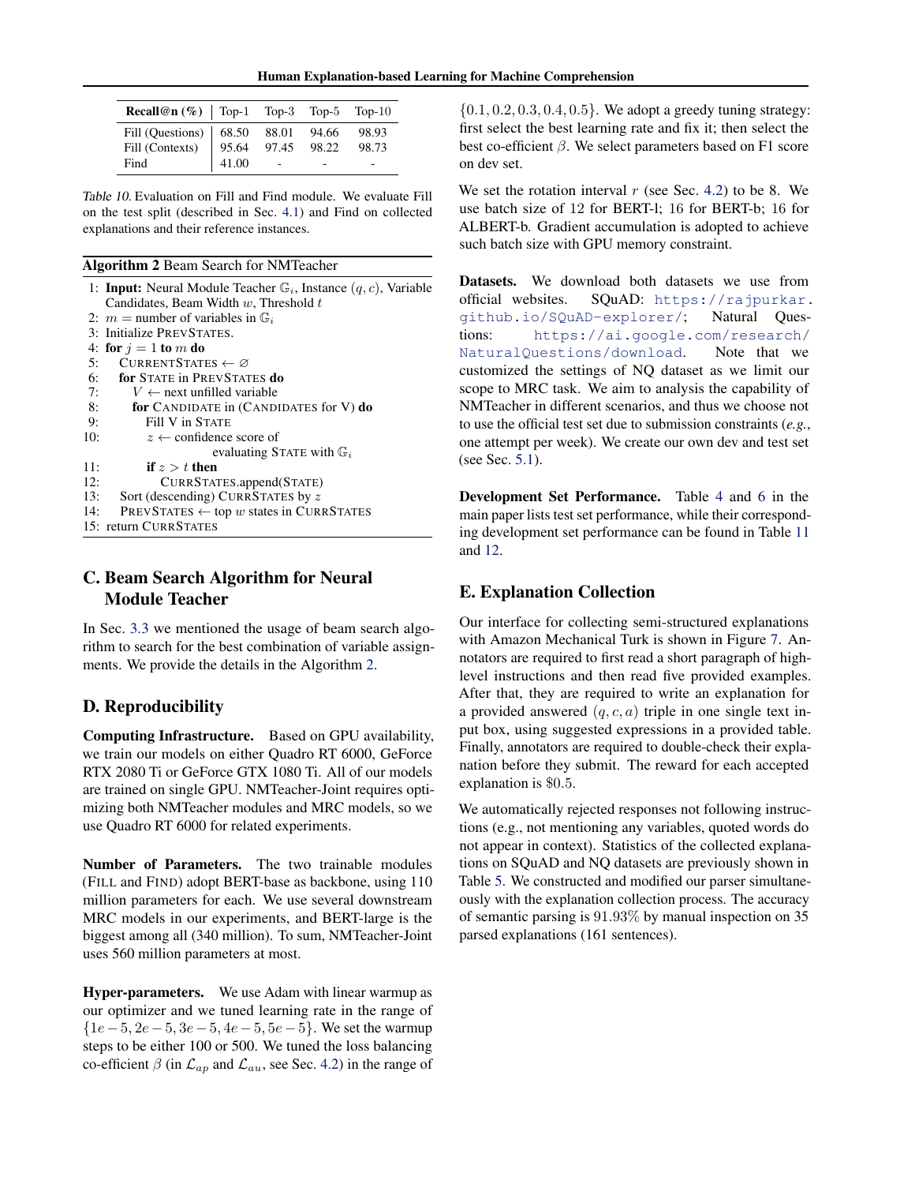| **Recall@n (%)** | Top-1 | Top-3 | Top-5 | Top-10 |
|---|---|---|---|---|
| Fill (Questions) | 68.50 | 88.01 | 94.66 | 98.93 |
| Fill (Contexts) | 95.64 | 97.45 | 98.22 | 98.73 |
| Find | 41.00 | - | - | - |

*Table 10.* Evaluation on Fill and Find module. We evaluate Fill on the test split (described in Sec. 4.1) and Find on collected explanations and their reference instances.

**Algorithm 2** Beam Search for NMTeacher

```
1: Input: Neural Module Teacher G_i, Instance (q, c), Variable
   Candidates, Beam Width w, Threshold t
2: m = number of variables in G_i
3: Initialize PREVSTATES.
4: for j = 1 to m do
5:   CURRENTSTATES ← ∅
6:   for STATE in PREVSTATES do
7:     V ← next unfilled variable
8:     for CANDIDATE in (CANDIDATES for V) do
9:       Fill V in STATE
10:      z ← confidence score of
                evaluating STATE with G_i
11:      if z > t then
12:        CURRSTATES.append(STATE)
13:  Sort (descending) CURRSTATES by z
14:  PREVSTATES ← top w states in CURRSTATES
15: return CURRSTATES
```

## C. Beam Search Algorithm for Neural Module Teacher

In Sec. 3.3 we mentioned the usage of beam search algorithm to search for the best combination of variable assignments. We provide the details in the Algorithm 2.

## D. Reproducibility

**Computing Infrastructure.** Based on GPU availability, we train our models on either Quadro RT 6000, GeForce RTX 2080 Ti or GeForce GTX 1080 Ti. All of our models are trained on single GPU. NMTeacher-Joint requires optimizing both NMTeacher modules and MRC models, so we use Quadro RT 6000 for related experiments.

**Number of Parameters.** The two trainable modules (FILL and FIND) adopt BERT-base as backbone, using 110 million parameters for each. We use several downstream MRC models in our experiments, and BERT-large is the biggest among all (340 million). To sum, NMTeacher-Joint uses 560 million parameters at most.

**Hyper-parameters.** We use Adam with linear warmup as our optimizer and we tuned learning rate in the range of $\{1e-5, 2e-5, 3e-5, 4e-5, 5e-5\}$. We set the warmup steps to be either 100 or 500. We tuned the loss balancing co-efficient $\beta$ (in $\mathcal{L}_{ap}$ and $\mathcal{L}_{au}$, see Sec. 4.2) in the range of $\{0.1, 0.2, 0.3, 0.4, 0.5\}$. We adopt a greedy tuning strategy: first select the best learning rate and fix it; then select the best co-efficient $\beta$. We select parameters based on F1 score on dev set.

We set the rotation interval $r$ (see Sec. 4.2) to be 8. We use batch size of 12 for BERT-l; 16 for BERT-b; 16 for ALBERT-b. Gradient accumulation is adopted to achieve such batch size with GPU memory constraint.

**Datasets.** We download both datasets we use from official websites. SQuAD: https://rajpurkar.github.io/SQuAD-explorer/; Natural Questions: https://ai.google.com/research/NaturalQuestions/download. Note that we customized the settings of NQ dataset as we limit our scope to MRC task. We aim to analysis the capability of NMTeacher in different scenarios, and thus we choose not to use the official test set due to submission constraints (*e.g.*, one attempt per week). We create our own dev and test set (see Sec. 5.1).

**Development Set Performance.** Table 4 and 6 in the main paper lists test set performance, while their corresponding development set performance can be found in Table 11 and 12.

## E. Explanation Collection

Our interface for collecting semi-structured explanations with Amazon Mechanical Turk is shown in Figure 7. Annotators are required to first read a short paragraph of high-level instructions and then read five provided examples. After that, they are required to write an explanation for a provided answered $(q, c, a)$ triple in one single text input box, using suggested expressions in a provided table. Finally, annotators are required to double-check their explanation before they submit. The reward for each accepted explanation is $0.5.

We automatically rejected responses not following instructions (e.g., not mentioning any variables, quoted words do not appear in context). Statistics of the collected explanations on SQuAD and NQ datasets are previously shown in Table 5. We constructed and modified our parser simultaneously with the explanation collection process. The accuracy of semantic parsing is 91.93% by manual inspection on 35 parsed explanations (161 sentences).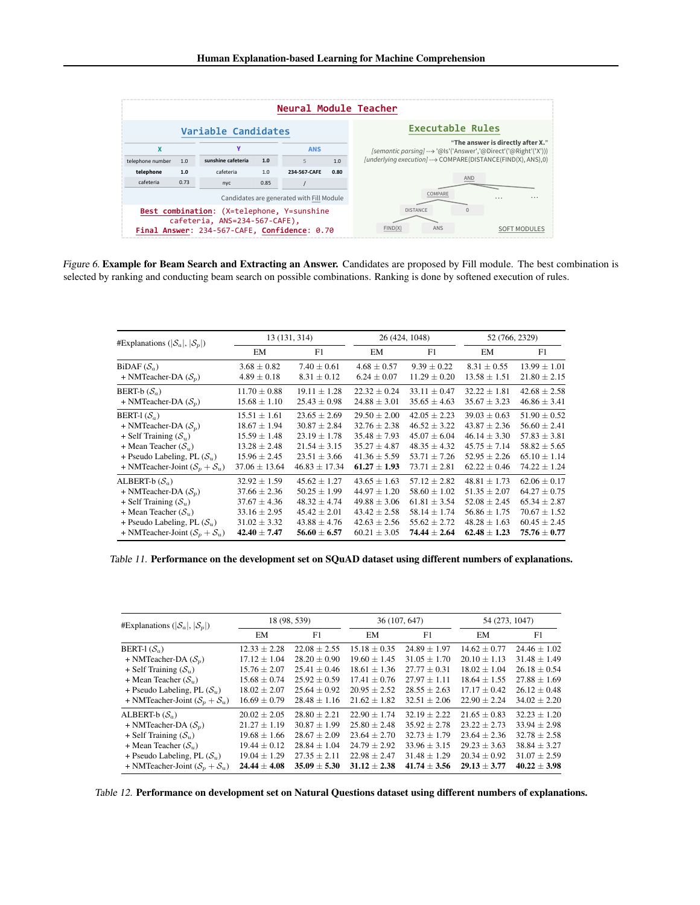Figure 6. **Example for Beam Search and Extracting an Answer.** Candidates are proposed by Fill module. The best combination is selected by ranking and conducting beam search on possible combinations. Ranking is done by softened execution of rules.

| #Explanations ($\|\mathcal{S}_a\|$, $\|\mathcal{S}_p\|$) | 13 (131, 314) | | 26 (424, 1048) | | 52 (766, 2329) | |
|---|---|---|---|---|---|---|
| | EM | F1 | EM | F1 | EM | F1 |
| BiDAF ($\mathcal{S}_a$) | 3.68 ± 0.82 | 7.40 ± 0.61 | 4.68 ± 0.57 | 9.39 ± 0.22 | 8.31 ± 0.55 | 13.99 ± 1.01 |
| + NMTeacher-DA ($\mathcal{S}_p$) | 4.89 ± 0.18 | 8.31 ± 0.12 | 6.24 ± 0.07 | 11.29 ± 0.20 | 13.58 ± 1.51 | 21.80 ± 2.15 |
| BERT-b ($\mathcal{S}_a$) | 11.70 ± 0.88 | 19.11 ± 1.28 | 22.32 ± 0.24 | 33.11 ± 0.47 | 32.22 ± 1.81 | 42.68 ± 2.58 |
| + NMTeacher-DA ($\mathcal{S}_p$) | 15.68 ± 1.10 | 25.43 ± 0.98 | 24.88 ± 3.01 | 35.65 ± 4.63 | 35.67 ± 3.23 | 46.86 ± 3.41 |
| BERT-l ($\mathcal{S}_a$) | 15.51 ± 1.61 | 23.65 ± 2.69 | 29.50 ± 2.00 | 42.05 ± 2.23 | 39.03 ± 0.63 | 51.90 ± 0.52 |
| + NMTeacher-DA ($\mathcal{S}_p$) | 18.67 ± 1.94 | 30.87 ± 2.84 | 32.76 ± 2.38 | 46.52 ± 3.22 | 43.87 ± 2.36 | 56.60 ± 2.41 |
| + Self Training ($\mathcal{S}_u$) | 15.59 ± 1.48 | 23.19 ± 1.78 | 35.48 ± 7.93 | 45.07 ± 6.04 | 46.14 ± 3.30 | 57.83 ± 3.81 |
| + Mean Teacher ($\mathcal{S}_u$) | 13.28 ± 2.48 | 21.54 ± 3.15 | 35.27 ± 4.87 | 48.35 ± 4.32 | 45.75 ± 7.14 | 58.82 ± 5.65 |
| + Pseudo Labeling, PL ($\mathcal{S}_u$) | 15.96 ± 2.45 | 23.51 ± 3.66 | 41.36 ± 5.59 | 53.71 ± 7.26 | 52.95 ± 2.26 | 65.10 ± 1.14 |
| + NMTeacher-Joint ($\mathcal{S}_p + \mathcal{S}_u$) | 37.06 ± 13.64 | 46.83 ± 17.34 | **61.27 ± 1.93** | 73.71 ± 2.81 | 62.22 ± 0.46 | 74.22 ± 1.24 |
| ALBERT-b ($\mathcal{S}_a$) | 32.92 ± 1.59 | 45.62 ± 1.27 | 43.65 ± 1.63 | 57.12 ± 2.82 | 48.81 ± 1.73 | 62.06 ± 0.17 |
| + NMTeacher-DA ($\mathcal{S}_p$) | 37.66 ± 2.36 | 50.25 ± 1.99 | 44.97 ± 1.20 | 58.60 ± 1.02 | 51.35 ± 2.07 | 64.27 ± 0.75 |
| + Self Training ($\mathcal{S}_u$) | 37.67 ± 4.36 | 48.32 ± 4.74 | 49.88 ± 3.06 | 61.81 ± 3.54 | 52.08 ± 2.45 | 65.34 ± 2.87 |
| + Mean Teacher ($\mathcal{S}_u$) | 33.16 ± 2.95 | 45.42 ± 2.01 | 43.42 ± 2.58 | 58.14 ± 1.74 | 56.86 ± 1.75 | 70.67 ± 1.52 |
| + Pseudo Labeling, PL ($\mathcal{S}_u$) | 31.02 ± 3.32 | 43.88 ± 4.76 | 42.63 ± 2.56 | 55.62 ± 2.72 | 48.28 ± 1.63 | 60.45 ± 2.45 |
| + NMTeacher-Joint ($\mathcal{S}_p + \mathcal{S}_u$) | **42.40 ± 7.47** | **56.60 ± 6.57** | 60.21 ± 3.05 | **74.44 ± 2.64** | **62.48 ± 1.23** | **75.76 ± 0.77** |

Table 11. **Performance on the development set on SQuAD dataset using different numbers of explanations.**

| #Explanations ($\|\mathcal{S}_a\|$, $\|\mathcal{S}_p\|$) | 18 (98, 539) | | 36 (107, 647) | | 54 (273, 1047) | |
|---|---|---|---|---|---|---|
| | EM | F1 | EM | F1 | EM | F1 |
| BERT-l ($\mathcal{S}_a$) | 12.33 ± 2.28 | 22.08 ± 2.55 | 15.18 ± 0.35 | 24.89 ± 1.97 | 14.62 ± 0.77 | 24.46 ± 1.02 |
| + NMTeacher-DA ($\mathcal{S}_p$) | 17.12 ± 1.04 | 28.20 ± 0.90 | 19.60 ± 1.45 | 31.05 ± 1.70 | 20.10 ± 1.13 | 31.48 ± 1.49 |
| + Self Training ($\mathcal{S}_u$) | 15.76 ± 2.07 | 25.41 ± 0.46 | 18.61 ± 1.36 | 27.77 ± 0.31 | 18.02 ± 1.04 | 26.18 ± 0.54 |
| + Mean Teacher ($\mathcal{S}_u$) | 15.68 ± 0.74 | 25.92 ± 0.59 | 17.41 ± 0.76 | 27.97 ± 1.11 | 18.64 ± 1.55 | 27.88 ± 1.69 |
| + Pseudo Labeling, PL ($\mathcal{S}_u$) | 18.02 ± 2.07 | 25.64 ± 0.92 | 20.95 ± 2.52 | 28.55 ± 2.63 | 17.17 ± 0.42 | 26.12 ± 0.48 |
| + NMTeacher-Joint ($\mathcal{S}_p + \mathcal{S}_u$) | 16.69 ± 0.79 | 28.48 ± 1.16 | 21.62 ± 1.82 | 32.51 ± 2.06 | 22.90 ± 2.24 | 34.02 ± 2.20 |
| ALBERT-b ($\mathcal{S}_a$) | 20.02 ± 2.05 | 28.80 ± 2.21 | 22.90 ± 1.74 | 32.19 ± 2.22 | 21.65 ± 0.83 | 32.23 ± 1.20 |
| + NMTeacher-DA ($\mathcal{S}_p$) | 21.27 ± 1.19 | 30.87 ± 1.99 | 25.80 ± 2.48 | 35.92 ± 2.78 | 23.22 ± 2.73 | 33.94 ± 2.98 |
| + Self Training ($\mathcal{S}_u$) | 19.68 ± 1.66 | 28.67 ± 2.09 | 23.64 ± 2.70 | 32.73 ± 1.79 | 23.64 ± 2.36 | 32.78 ± 2.58 |
| + Mean Teacher ($\mathcal{S}_u$) | 19.44 ± 0.12 | 28.84 ± 1.04 | 24.79 ± 2.92 | 33.96 ± 3.15 | 29.23 ± 3.63 | 38.84 ± 3.27 |
| + Pseudo Labeling, PL ($\mathcal{S}_u$) | 19.04 ± 1.29 | 27.35 ± 2.11 | 22.98 ± 2.47 | 31.48 ± 1.29 | 20.34 ± 0.92 | 31.07 ± 2.59 |
| + NMTeacher-Joint ($\mathcal{S}_p + \mathcal{S}_u$) | **24.44 ± 4.08** | **35.09 ± 5.30** | **31.12 ± 2.38** | **41.74 ± 3.56** | **29.13 ± 3.77** | **40.22 ± 3.98** |

Table 12. **Performance on development set on Natural Questions dataset using different numbers of explanations.**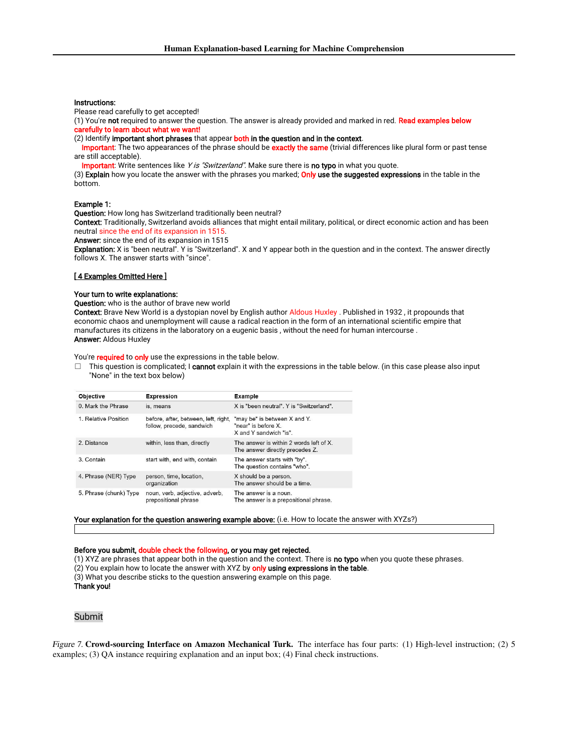**Instructions:**

Please read carefully to get accepted!

(1) You're **not** required to answer the question. The answer is already provided and marked in red. Read examples below carefully to learn about what we want!

(2) Identify **important short phrases** that appear both **in the question and in the context**.

Important: The two appearances of the phrase should be exactly the same (trivial differences like plural form or past tense are still acceptable).

Important: Write sentences like *Y is "Switzerland"*. Make sure there is **no typo** in what you quote.

(3) **Explain** how you locate the answer with the phrases you marked; Only **use the suggested expressions** in the table in the bottom.

**Example 1:**

**Question:** How long has Switzerland traditionally been neutral?

**Context:** Traditionally, Switzerland avoids alliances that might entail military, political, or direct economic action and has been neutral since the end of its expansion in 1515.

**Answer:** since the end of its expansion in 1515

**Explanation:** X is "been neutral". Y is "Switzerland". X and Y appear both in the question and in the context. The answer directly follows X. The answer starts with "since".

[ 4 Examples Omitted Here ]

**Your turn to write explanations:**

**Question:** who is the author of brave new world

**Context:** Brave New World is a dystopian novel by English author Aldous Huxley . Published in 1932 , it propounds that economic chaos and unemployment will cause a radical reaction in the form of an international scientific empire that manufactures its citizens in the laboratory on a eugenic basis , without the need for human intercourse .

**Answer:** Aldous Huxley

You're required to only use the expressions in the table below.

☐ This question is complicated; I **cannot** explain it with the expressions in the table below. (in this case please also input "None" in the text box below)

| Objective | Expression | Example |
|---|---|---|
| 0. Mark the Phrase | is, means | X is "been neutral". Y is "Switzerland". |
| 1. Relative Position | before, after, between, left, right, follow, precede, sandwich | "may be" is between X and Y. "near" is before X. X and Y sandwich "is". |
| 2. Distance | within, less than, directly | The answer is within 2 words left of X. The answer directly precedes Z. |
| 3. Contain | start with, end with, contain | The answer starts with "by". The question contains "who". |
| 4. Phrase (NER) Type | person, time, location, organization | X should be a person. The answer should be a time. |
| 5. Phrase (chunk) Type | noun, verb, adjective, adverb, prepositional phrase | The answer is a noun. The answer is a prepositional phrase. |

**Your explanation for the question answering example above:** (i.e. How to locate the answer with XYZs?)

**Before you submit, double check the following, or you may get rejected.**

(1) XYZ are phrases that appear both in the question and the context. There is **no typo** when you quote these phrases.

(2) You explain how to locate the answer with XYZ by only **using expressions in the table**.

(3) What you describe sticks to the question answering example on this page.

**Thank you!**

Submit

*Figure 7.* **Crowd-sourcing Interface on Amazon Mechanical Turk.** The interface has four parts: (1) High-level instruction; (2) 5 examples; (3) QA instance requiring explanation and an input box; (4) Final check instructions.